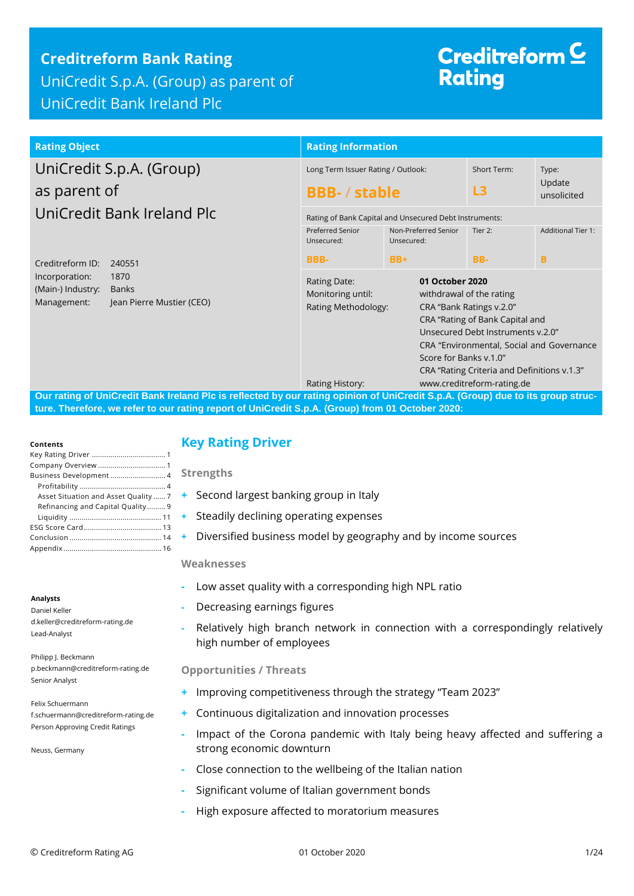# Creditreform Bank Rating

UniCredit S.p.A. (Group) as parent of UniCredit Bank Ireland Plc

Creditreform Rating

| Rating Object | Rating Information | | | |
|---|---|---|---|---|
| UniCredit S.p.A. (Group) as parent of UniCredit Bank Ireland Plc | Long Term Issuer Rating / Outlook: **BBB- / stable** | | Short Term: **L3** | Type: Update unsolicited |
| | Rating of Bank Capital and Unsecured Debt Instruments: | | | |
| | Preferred Senior Unsecured: **BBB-** | Non-Preferred Senior Unsecured: **BB+** | Tier 2: **BB-** | Additional Tier 1: **B** |
| Creditreform ID: 240551<br>Incorporation: 1870<br>(Main-) Industry: Banks<br>Management: Jean Pierre Mustier (CEO) | Rating Date: | **01 October 2020** | | |
| | Monitoring until: | withdrawal of the rating | | |
| | Rating Methodology: | CRA "Bank Ratings v.2.0"<br>CRA "Rating of Bank Capital and Unsecured Debt Instruments v.2.0"<br>CRA "Environmental, Social and Governance Score for Banks v.1.0"<br>CRA "Rating Criteria and Definitions v.1.3" | | |
| | Rating History: | www.creditreform-rating.de | | |

**Our rating of UniCredit Bank Ireland Plc is reflected by our rating opinion of UniCredit S.p.A. (Group) due to its group structure. Therefore, we refer to our rating report of UniCredit S.p.A. (Group) from 01 October 2020:**

**Contents**

- Key Rating Driver ..... 1
- Company Overview ..... 1
- Business Development ..... 4
  - Profitability ..... 4
  - Asset Situation and Asset Quality ..... 7
  - Refinancing and Capital Quality ..... 9
  - Liquidity ..... 11
- ESG Score Card ..... 13
- Conclusion ..... 14
- Appendix ..... 16

**Analysts**

Daniel Keller
d.keller@creditreform-rating.de
Lead-Analyst

Philipp J. Beckmann
p.beckmann@creditreform-rating.de
Senior Analyst

Felix Schuermann
f.schuermann@creditreform-rating.de
Person Approving Credit Ratings

Neuss, Germany

## Key Rating Driver

### Strengths

+ Second largest banking group in Italy
+ Steadily declining operating expenses
+ Diversified business model by geography and by income sources

### Weaknesses

- Low asset quality with a corresponding high NPL ratio
- Decreasing earnings figures
- Relatively high branch network in connection with a correspondingly relatively high number of employees

### Opportunities / Threats

+ Improving competitiveness through the strategy "Team 2023"
+ Continuous digitalization and innovation processes
- Impact of the Corona pandemic with Italy being heavy affected and suffering a strong economic downturn
- Close connection to the wellbeing of the Italian nation
- Significant volume of Italian government bonds
- High exposure affected to moratorium measures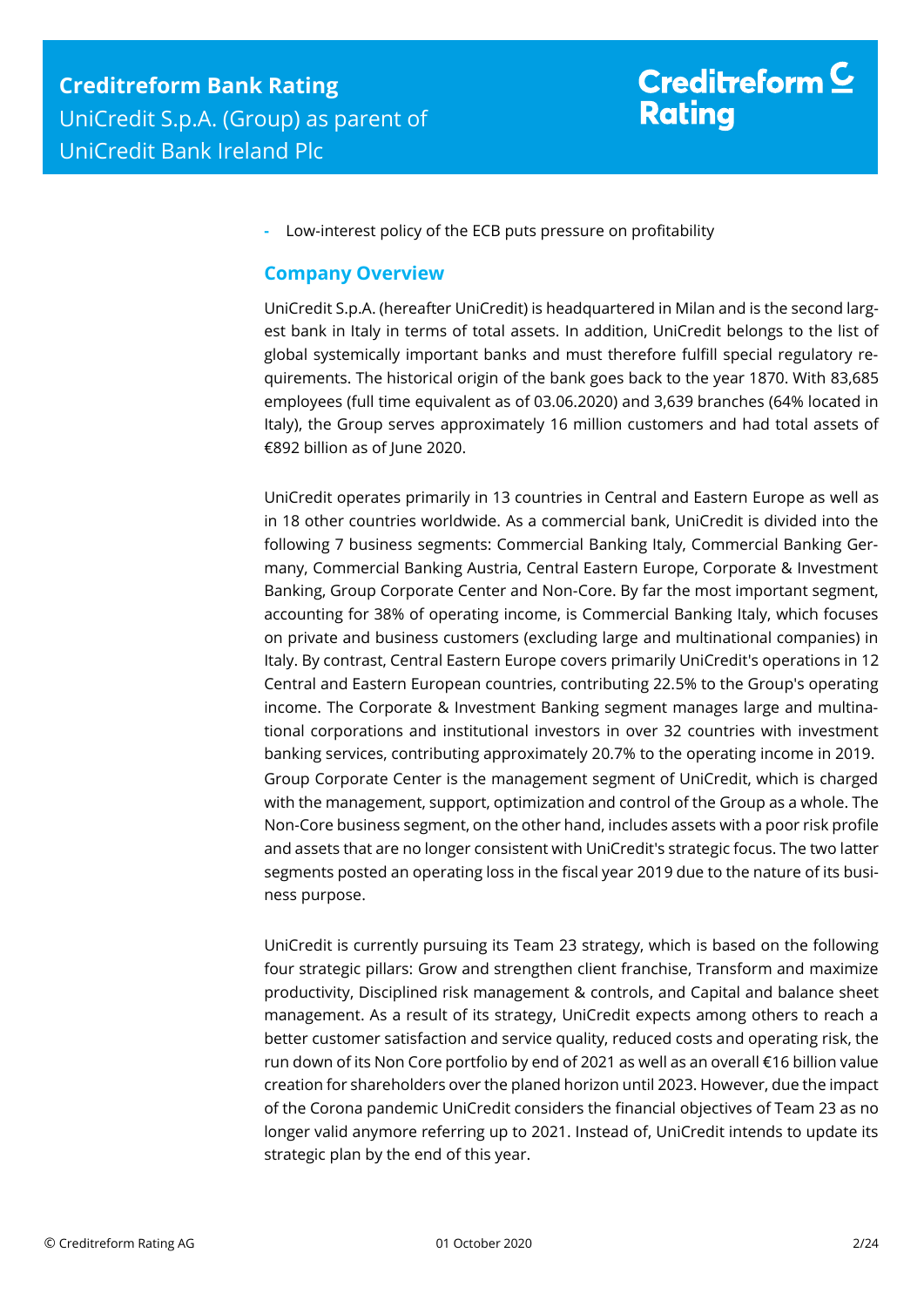- Low-interest policy of the ECB puts pressure on profitability

## Company Overview

UniCredit S.p.A. (hereafter UniCredit) is headquartered in Milan and is the second largest bank in Italy in terms of total assets. In addition, UniCredit belongs to the list of global systemically important banks and must therefore fulfill special regulatory requirements. The historical origin of the bank goes back to the year 1870. With 83,685 employees (full time equivalent as of 03.06.2020) and 3,639 branches (64% located in Italy), the Group serves approximately 16 million customers and had total assets of €892 billion as of June 2020.

UniCredit operates primarily in 13 countries in Central and Eastern Europe as well as in 18 other countries worldwide. As a commercial bank, UniCredit is divided into the following 7 business segments: Commercial Banking Italy, Commercial Banking Germany, Commercial Banking Austria, Central Eastern Europe, Corporate & Investment Banking, Group Corporate Center and Non-Core. By far the most important segment, accounting for 38% of operating income, is Commercial Banking Italy, which focuses on private and business customers (excluding large and multinational companies) in Italy. By contrast, Central Eastern Europe covers primarily UniCredit's operations in 12 Central and Eastern European countries, contributing 22.5% to the Group's operating income. The Corporate & Investment Banking segment manages large and multinational corporations and institutional investors in over 32 countries with investment banking services, contributing approximately 20.7% to the operating income in 2019. Group Corporate Center is the management segment of UniCredit, which is charged with the management, support, optimization and control of the Group as a whole. The Non-Core business segment, on the other hand, includes assets with a poor risk profile and assets that are no longer consistent with UniCredit's strategic focus. The two latter segments posted an operating loss in the fiscal year 2019 due to the nature of its business purpose.

UniCredit is currently pursuing its Team 23 strategy, which is based on the following four strategic pillars: Grow and strengthen client franchise, Transform and maximize productivity, Disciplined risk management & controls, and Capital and balance sheet management. As a result of its strategy, UniCredit expects among others to reach a better customer satisfaction and service quality, reduced costs and operating risk, the run down of its Non Core portfolio by end of 2021 as well as an overall €16 billion value creation for shareholders over the planed horizon until 2023. However, due the impact of the Corona pandemic UniCredit considers the financial objectives of Team 23 as no longer valid anymore referring up to 2021. Instead of, UniCredit intends to update its strategic plan by the end of this year.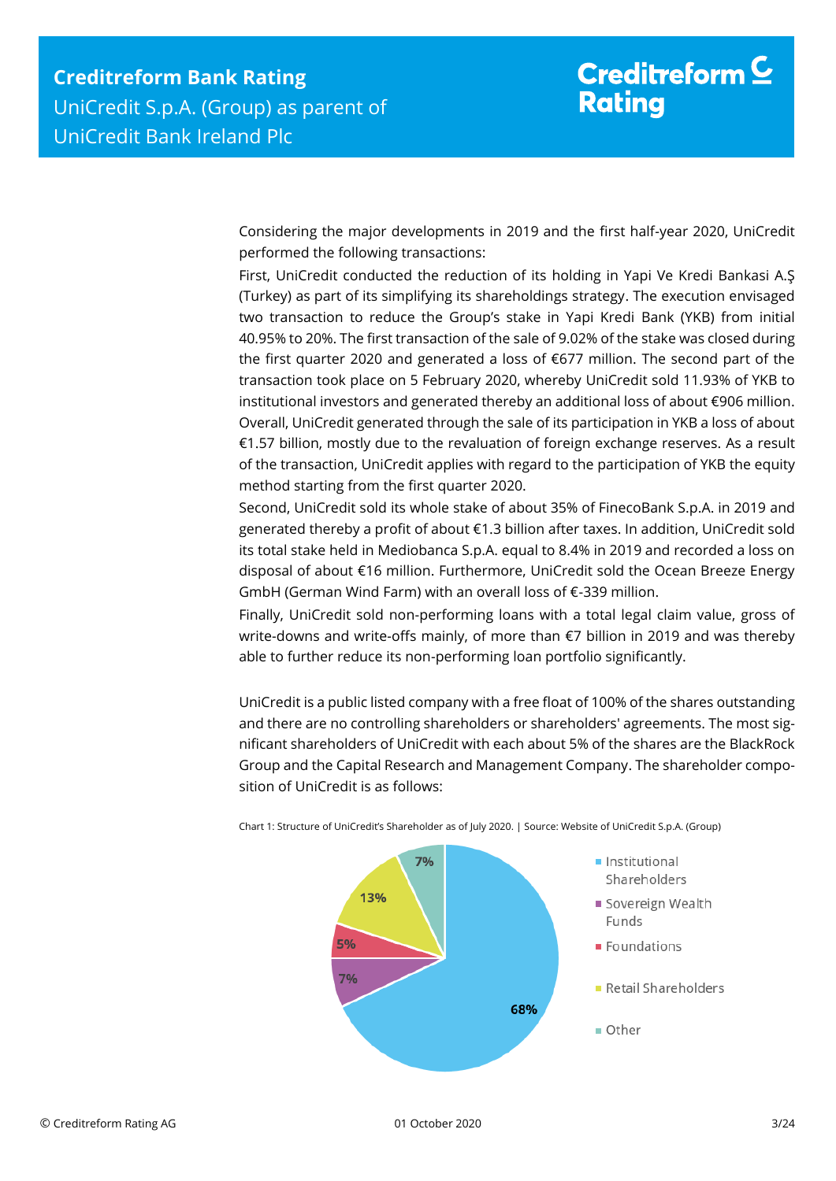Considering the major developments in 2019 and the first half-year 2020, UniCredit performed the following transactions:

First, UniCredit conducted the reduction of its holding in Yapi Ve Kredi Bankasi A.Ş (Turkey) as part of its simplifying its shareholdings strategy. The execution envisaged two transaction to reduce the Group's stake in Yapi Kredi Bank (YKB) from initial 40.95% to 20%. The first transaction of the sale of 9.02% of the stake was closed during the first quarter 2020 and generated a loss of €677 million. The second part of the transaction took place on 5 February 2020, whereby UniCredit sold 11.93% of YKB to institutional investors and generated thereby an additional loss of about €906 million. Overall, UniCredit generated through the sale of its participation in YKB a loss of about €1.57 billion, mostly due to the revaluation of foreign exchange reserves. As a result of the transaction, UniCredit applies with regard to the participation of YKB the equity method starting from the first quarter 2020.

Second, UniCredit sold its whole stake of about 35% of FinecoBank S.p.A. in 2019 and generated thereby a profit of about €1.3 billion after taxes. In addition, UniCredit sold its total stake held in Mediobanca S.p.A. equal to 8.4% in 2019 and recorded a loss on disposal of about €16 million. Furthermore, UniCredit sold the Ocean Breeze Energy GmbH (German Wind Farm) with an overall loss of €-339 million.

Finally, UniCredit sold non-performing loans with a total legal claim value, gross of write-downs and write-offs mainly, of more than €7 billion in 2019 and was thereby able to further reduce its non-performing loan portfolio significantly.

UniCredit is a public listed company with a free float of 100% of the shares outstanding and there are no controlling shareholders or shareholders' agreements. The most significant shareholders of UniCredit with each about 5% of the shares are the BlackRock Group and the Capital Research and Management Company. The shareholder composition of UniCredit is as follows:

Chart 1: Structure of UniCredit's Shareholder as of July 2020. | Source: Website of UniCredit S.p.A. (Group)

68%
7%
5%
13%
7%

Institutional Shareholders
Sovereign Wealth Funds
Foundations
Retail Shareholders
Other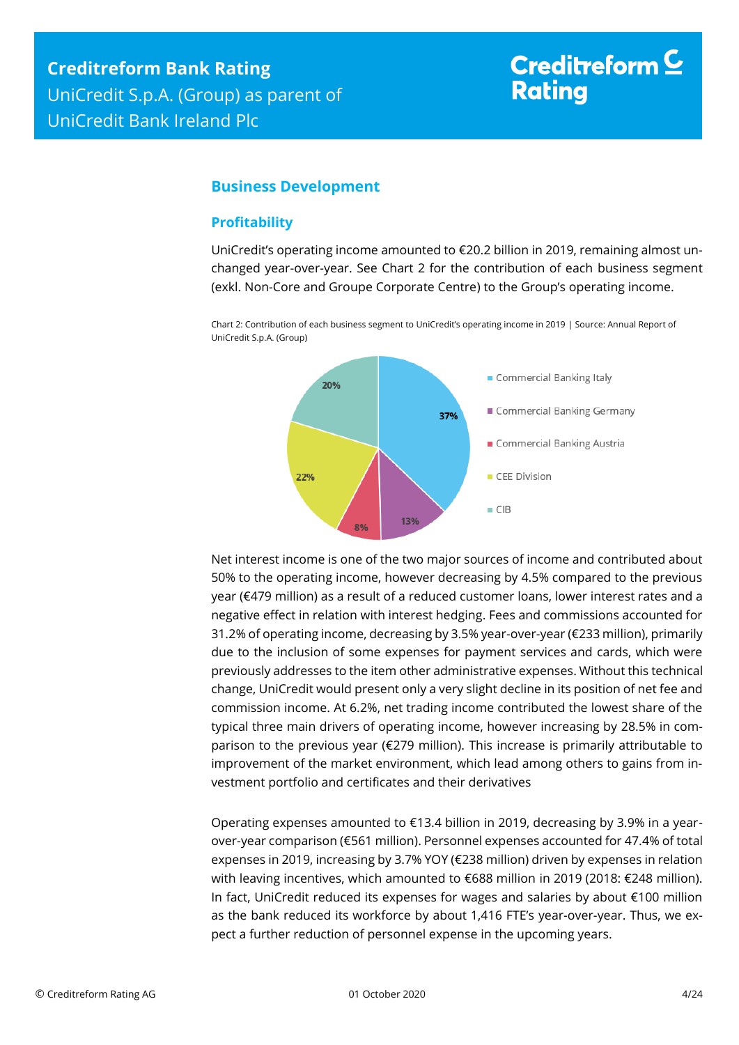## Business Development

### Profitability

UniCredit's operating income amounted to €20.2 billion in 2019, remaining almost unchanged year-over-year. See Chart 2 for the contribution of each business segment (exkl. Non-Core and Groupe Corporate Centre) to the Group's operating income.

Chart 2: Contribution of each business segment to UniCredit's operating income in 2019 | Source: Annual Report of UniCredit S.p.A. (Group)

37%
13%
8%
22%
20%

Commercial Banking Italy
Commercial Banking Germany
Commercial Banking Austria
CEE Division
CIB

Net interest income is one of the two major sources of income and contributed about 50% to the operating income, however decreasing by 4.5% compared to the previous year (€479 million) as a result of a reduced customer loans, lower interest rates and a negative effect in relation with interest hedging. Fees and commissions accounted for 31.2% of operating income, decreasing by 3.5% year-over-year (€233 million), primarily due to the inclusion of some expenses for payment services and cards, which were previously addresses to the item other administrative expenses. Without this technical change, UniCredit would present only a very slight decline in its position of net fee and commission income. At 6.2%, net trading income contributed the lowest share of the typical three main drivers of operating income, however increasing by 28.5% in comparison to the previous year (€279 million). This increase is primarily attributable to improvement of the market environment, which lead among others to gains from investment portfolio and certificates and their derivatives

Operating expenses amounted to €13.4 billion in 2019, decreasing by 3.9% in a year-over-year comparison (€561 million). Personnel expenses accounted for 47.4% of total expenses in 2019, increasing by 3.7% YOY (€238 million) driven by expenses in relation with leaving incentives, which amounted to €688 million in 2019 (2018: €248 million). In fact, UniCredit reduced its expenses for wages and salaries by about €100 million as the bank reduced its workforce by about 1,416 FTE's year-over-year. Thus, we expect a further reduction of personnel expense in the upcoming years.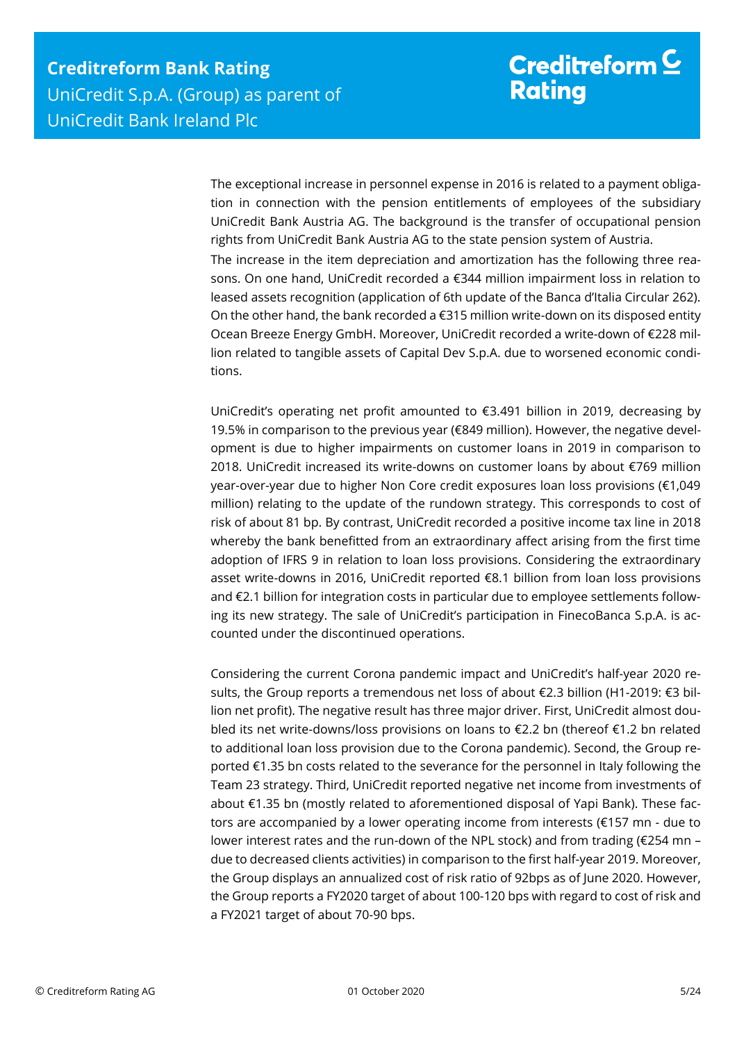The exceptional increase in personnel expense in 2016 is related to a payment obligation in connection with the pension entitlements of employees of the subsidiary UniCredit Bank Austria AG. The background is the transfer of occupational pension rights from UniCredit Bank Austria AG to the state pension system of Austria.

The increase in the item depreciation and amortization has the following three reasons. On one hand, UniCredit recorded a €344 million impairment loss in relation to leased assets recognition (application of 6th update of the Banca d'Italia Circular 262). On the other hand, the bank recorded a €315 million write-down on its disposed entity Ocean Breeze Energy GmbH. Moreover, UniCredit recorded a write-down of €228 million related to tangible assets of Capital Dev S.p.A. due to worsened economic conditions.

UniCredit's operating net profit amounted to €3.491 billion in 2019, decreasing by 19.5% in comparison to the previous year (€849 million). However, the negative development is due to higher impairments on customer loans in 2019 in comparison to 2018. UniCredit increased its write-downs on customer loans by about €769 million year-over-year due to higher Non Core credit exposures loan loss provisions (€1,049 million) relating to the update of the rundown strategy. This corresponds to cost of risk of about 81 bp. By contrast, UniCredit recorded a positive income tax line in 2018 whereby the bank benefitted from an extraordinary affect arising from the first time adoption of IFRS 9 in relation to loan loss provisions. Considering the extraordinary asset write-downs in 2016, UniCredit reported €8.1 billion from loan loss provisions and €2.1 billion for integration costs in particular due to employee settlements following its new strategy. The sale of UniCredit's participation in FinecoBanca S.p.A. is accounted under the discontinued operations.

Considering the current Corona pandemic impact and UniCredit's half-year 2020 results, the Group reports a tremendous net loss of about €2.3 billion (H1-2019: €3 billion net profit). The negative result has three major driver. First, UniCredit almost doubled its net write-downs/loss provisions on loans to €2.2 bn (thereof €1.2 bn related to additional loan loss provision due to the Corona pandemic). Second, the Group reported €1.35 bn costs related to the severance for the personnel in Italy following the Team 23 strategy. Third, UniCredit reported negative net income from investments of about €1.35 bn (mostly related to aforementioned disposal of Yapi Bank). These factors are accompanied by a lower operating income from interests (€157 mn - due to lower interest rates and the run-down of the NPL stock) and from trading (€254 mn – due to decreased clients activities) in comparison to the first half-year 2019. Moreover, the Group displays an annualized cost of risk ratio of 92bps as of June 2020. However, the Group reports a FY2020 target of about 100-120 bps with regard to cost of risk and a FY2021 target of about 70-90 bps.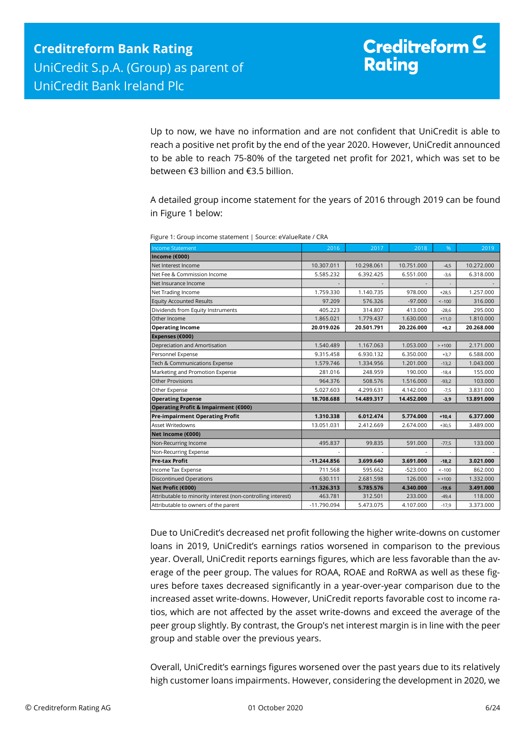Up to now, we have no information and are not confident that UniCredit is able to reach a positive net profit by the end of the year 2020. However, UniCredit announced to be able to reach 75-80% of the targeted net profit for 2021, which was set to be between €3 billion and €3.5 billion.

A detailed group income statement for the years of 2016 through 2019 can be found in Figure 1 below:

Figure 1: Group income statement | Source: eValueRate / CRA

| Income Statement | 2016 | 2017 | 2018 | % | 2019 |
|---|---|---|---|---|---|
| **Income (€000)** | | | | | |
| Net Interest Income | 10.307.011 | 10.298.061 | 10.751.000 | -4,5 | 10.272.000 |
| Net Fee & Commission Income | 5.585.232 | 6.392.425 | 6.551.000 | -3,6 | 6.318.000 |
| Net Insurance Income | - | - | - | - | - |
| Net Trading Income | 1.759.330 | 1.140.735 | 978.000 | +28,5 | 1.257.000 |
| Equity Accounted Results | 97.209 | 576.326 | -97.000 | < -100 | 316.000 |
| Dividends from Equity Instruments | 405.223 | 314.807 | 413.000 | -28,6 | 295.000 |
| Other Income | 1.865.021 | 1.779.437 | 1.630.000 | +11,0 | 1.810.000 |
| **Operating Income** | **20.019.026** | **20.501.791** | **20.226.000** | **+0,2** | **20.268.000** |
| **Expenses (€000)** | | | | | |
| Depreciation and Amortisation | 1.540.489 | 1.167.063 | 1.053.000 | > +100 | 2.171.000 |
| Personnel Expense | 9.315.458 | 6.930.132 | 6.350.000 | +3,7 | 6.588.000 |
| Tech & Communications Expense | 1.579.746 | 1.334.956 | 1.201.000 | -13,2 | 1.043.000 |
| Marketing and Promotion Expense | 281.016 | 248.959 | 190.000 | -18,4 | 155.000 |
| Other Provisions | 964.376 | 508.576 | 1.516.000 | -93,2 | 103.000 |
| Other Expense | 5.027.603 | 4.299.631 | 4.142.000 | -7,5 | 3.831.000 |
| **Operating Expense** | **18.708.688** | **14.489.317** | **14.452.000** | **-3,9** | **13.891.000** |
| **Operating Profit & Impairment (€000)** | | | | | |
| **Pre-impairment Operating Profit** | **1.310.338** | **6.012.474** | **5.774.000** | **+10,4** | **6.377.000** |
| Asset Writedowns | 13.051.031 | 2.412.669 | 2.674.000 | +30,5 | 3.489.000 |
| **Net Income (€000)** | | | | | |
| Non-Recurring Income | 495.837 | 99.835 | 591.000 | -77,5 | 133.000 |
| Non-Recurring Expense | - | - | - | - | - |
| **Pre-tax Profit** | **-11.244.856** | **3.699.640** | **3.691.000** | **-18,2** | **3.021.000** |
| Income Tax Expense | 711.568 | 595.662 | -523.000 | < -100 | 862.000 |
| Discontinued Operations | 630.111 | 2.681.598 | 126.000 | > +100 | 1.332.000 |
| **Net Profit (€000)** | **-11.326.313** | **5.785.576** | **4.340.000** | **-19,6** | **3.491.000** |
| Attributable to minority interest (non-controlling interest) | 463.781 | 312.501 | 233.000 | -49,4 | 118.000 |
| Attributable to owners of the parent | -11.790.094 | 5.473.075 | 4.107.000 | -17,9 | 3.373.000 |

Due to UniCredit's decreased net profit following the higher write-downs on customer loans in 2019, UniCredit's earnings ratios worsened in comparison to the previous year. Overall, UniCredit reports earnings figures, which are less favorable than the average of the peer group. The values for ROAA, ROAE and RoRWA as well as these figures before taxes decreased significantly in a year-over-year comparison due to the increased asset write-downs. However, UniCredit reports favorable cost to income ratios, which are not affected by the asset write-downs and exceed the average of the peer group slightly. By contrast, the Group's net interest margin is in line with the peer group and stable over the previous years.

Overall, UniCredit's earnings figures worsened over the past years due to its relatively high customer loans impairments. However, considering the development in 2020, we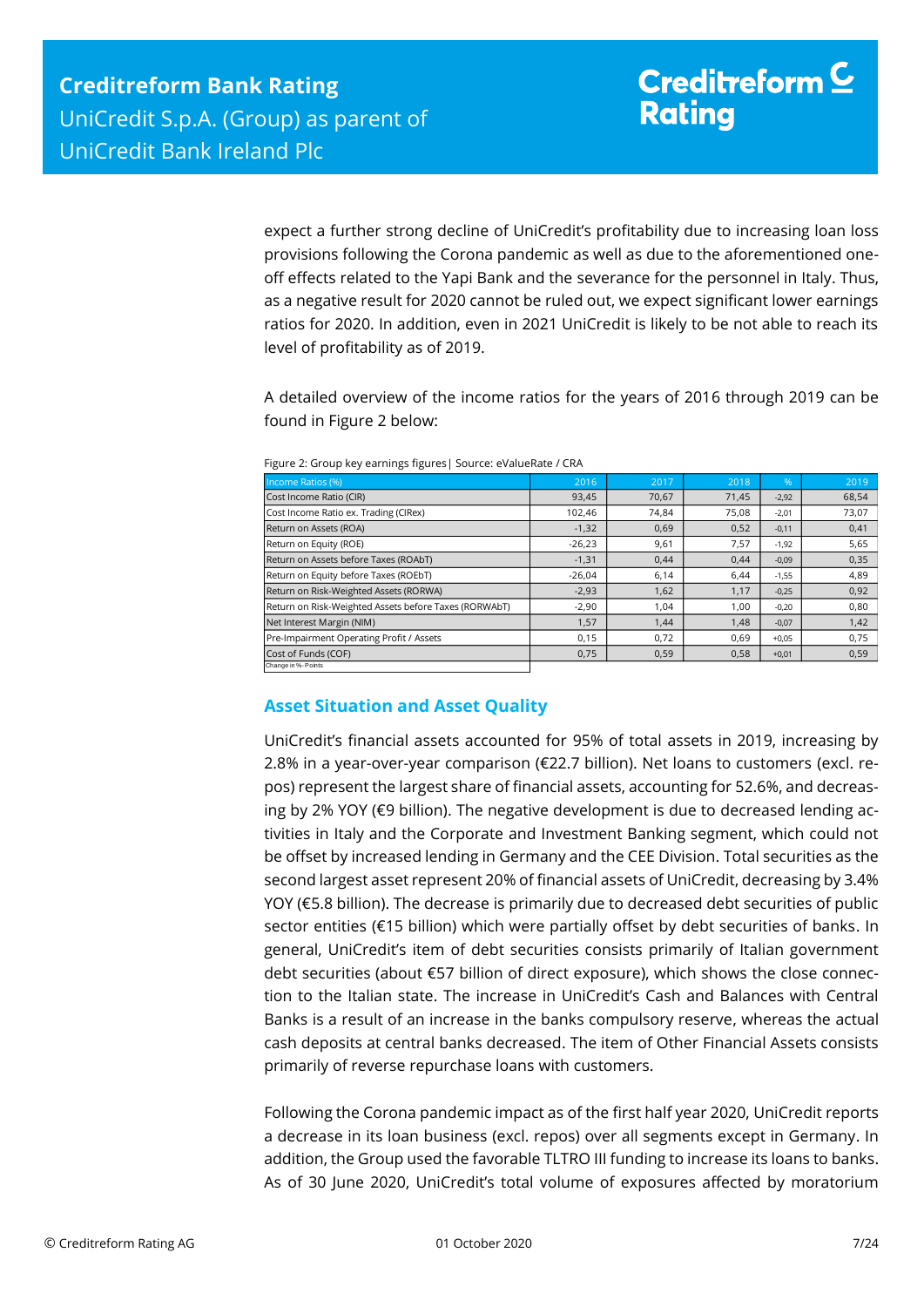expect a further strong decline of UniCredit's profitability due to increasing loan loss provisions following the Corona pandemic as well as due to the aforementioned one-off effects related to the Yapi Bank and the severance for the personnel in Italy. Thus, as a negative result for 2020 cannot be ruled out, we expect significant lower earnings ratios for 2020. In addition, even in 2021 UniCredit is likely to be not able to reach its level of profitability as of 2019.

A detailed overview of the income ratios for the years of 2016 through 2019 can be found in Figure 2 below:

Figure 2: Group key earnings figures| Source: eValueRate / CRA

| Income Ratios (%) | 2016 | 2017 | 2018 | % | 2019 |
|---|---|---|---|---|---|
| Cost Income Ratio (CIR) | 93,45 | 70,67 | 71,45 | -2,92 | 68,54 |
| Cost Income Ratio ex. Trading (CIRex) | 102,46 | 74,84 | 75,08 | -2,01 | 73,07 |
| Return on Assets (ROA) | -1,32 | 0,69 | 0,52 | -0,11 | 0,41 |
| Return on Equity (ROE) | -26,23 | 9,61 | 7,57 | -1,92 | 5,65 |
| Return on Assets before Taxes (ROAbT) | -1,31 | 0,44 | 0,44 | -0,09 | 0,35 |
| Return on Equity before Taxes (ROEbT) | -26,04 | 6,14 | 6,44 | -1,55 | 4,89 |
| Return on Risk-Weighted Assets (RORWA) | -2,93 | 1,62 | 1,17 | -0,25 | 0,92 |
| Return on Risk-Weighted Assets before Taxes (RORWAbT) | -2,90 | 1,04 | 1,00 | -0,20 | 0,80 |
| Net Interest Margin (NIM) | 1,57 | 1,44 | 1,48 | -0,07 | 1,42 |
| Pre-Impairment Operating Profit / Assets | 0,15 | 0,72 | 0,69 | +0,05 | 0,75 |
| Cost of Funds (COF) | 0,75 | 0,59 | 0,58 | +0,01 | 0,59 |

Change in %- Points

## Asset Situation and Asset Quality

UniCredit's financial assets accounted for 95% of total assets in 2019, increasing by 2.8% in a year-over-year comparison (€22.7 billion). Net loans to customers (excl. repos) represent the largest share of financial assets, accounting for 52.6%, and decreasing by 2% YOY (€9 billion). The negative development is due to decreased lending activities in Italy and the Corporate and Investment Banking segment, which could not be offset by increased lending in Germany and the CEE Division. Total securities as the second largest asset represent 20% of financial assets of UniCredit, decreasing by 3.4% YOY (€5.8 billion). The decrease is primarily due to decreased debt securities of public sector entities (€15 billion) which were partially offset by debt securities of banks. In general, UniCredit's item of debt securities consists primarily of Italian government debt securities (about €57 billion of direct exposure), which shows the close connection to the Italian state. The increase in UniCredit's Cash and Balances with Central Banks is a result of an increase in the banks compulsory reserve, whereas the actual cash deposits at central banks decreased. The item of Other Financial Assets consists primarily of reverse repurchase loans with customers.

Following the Corona pandemic impact as of the first half year 2020, UniCredit reports a decrease in its loan business (excl. repos) over all segments except in Germany. In addition, the Group used the favorable TLTRO III funding to increase its loans to banks. As of 30 June 2020, UniCredit's total volume of exposures affected by moratorium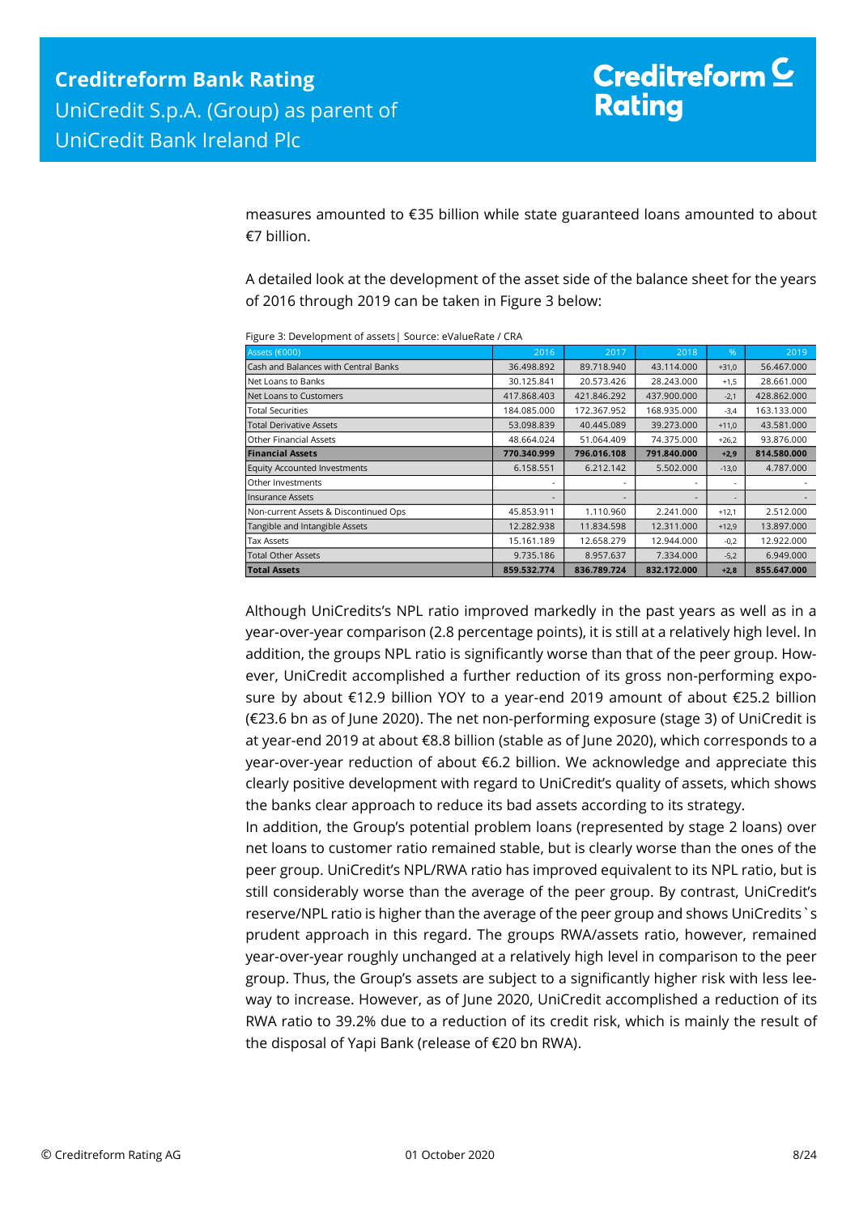measures amounted to €35 billion while state guaranteed loans amounted to about €7 billion.

A detailed look at the development of the asset side of the balance sheet for the years of 2016 through 2019 can be taken in Figure 3 below:

Figure 3: Development of assets| Source: eValueRate / CRA

| Assets (€000) | 2016 | 2017 | 2018 | % | 2019 |
|---|---|---|---|---|---|
| Cash and Balances with Central Banks | 36.498.892 | 89.718.940 | 43.114.000 | +31,0 | 56.467.000 |
| Net Loans to Banks | 30.125.841 | 20.573.426 | 28.243.000 | +1,5 | 28.661.000 |
| Net Loans to Customers | 417.868.403 | 421.846.292 | 437.900.000 | -2,1 | 428.862.000 |
| Total Securities | 184.085.000 | 172.367.952 | 168.935.000 | -3,4 | 163.133.000 |
| Total Derivative Assets | 53.098.839 | 40.445.089 | 39.273.000 | +11,0 | 43.581.000 |
| Other Financial Assets | 48.664.024 | 51.064.409 | 74.375.000 | +26,2 | 93.876.000 |
| **Financial Assets** | **770.340.999** | **796.016.108** | **791.840.000** | **+2,9** | **814.580.000** |
| Equity Accounted Investments | 6.158.551 | 6.212.142 | 5.502.000 | -13,0 | 4.787.000 |
| Other Investments | - | - | - | - | - |
| Insurance Assets | - | - | - | - | - |
| Non-current Assets & Discontinued Ops | 45.853.911 | 1.110.960 | 2.241.000 | +12,1 | 2.512.000 |
| Tangible and Intangible Assets | 12.282.938 | 11.834.598 | 12.311.000 | +12,9 | 13.897.000 |
| Tax Assets | 15.161.189 | 12.658.279 | 12.944.000 | -0,2 | 12.922.000 |
| Total Other Assets | 9.735.186 | 8.957.637 | 7.334.000 | -5,2 | 6.949.000 |
| **Total Assets** | **859.532.774** | **836.789.724** | **832.172.000** | **+2,8** | **855.647.000** |

Although UniCredits's NPL ratio improved markedly in the past years as well as in a year-over-year comparison (2.8 percentage points), it is still at a relatively high level. In addition, the groups NPL ratio is significantly worse than that of the peer group. However, UniCredit accomplished a further reduction of its gross non-performing exposure by about €12.9 billion YOY to a year-end 2019 amount of about €25.2 billion (€23.6 bn as of June 2020). The net non-performing exposure (stage 3) of UniCredit is at year-end 2019 at about €8.8 billion (stable as of June 2020), which corresponds to a year-over-year reduction of about €6.2 billion. We acknowledge and appreciate this clearly positive development with regard to UniCredit's quality of assets, which shows the banks clear approach to reduce its bad assets according to its strategy.

In addition, the Group's potential problem loans (represented by stage 2 loans) over net loans to customer ratio remained stable, but is clearly worse than the ones of the peer group. UniCredit's NPL/RWA ratio has improved equivalent to its NPL ratio, but is still considerably worse than the average of the peer group. By contrast, UniCredit's reserve/NPL ratio is higher than the average of the peer group and shows UniCredits`s prudent approach in this regard. The groups RWA/assets ratio, however, remained year-over-year roughly unchanged at a relatively high level in comparison to the peer group. Thus, the Group's assets are subject to a significantly higher risk with less leeway to increase. However, as of June 2020, UniCredit accomplished a reduction of its RWA ratio to 39.2% due to a reduction of its credit risk, which is mainly the result of the disposal of Yapi Bank (release of €20 bn RWA).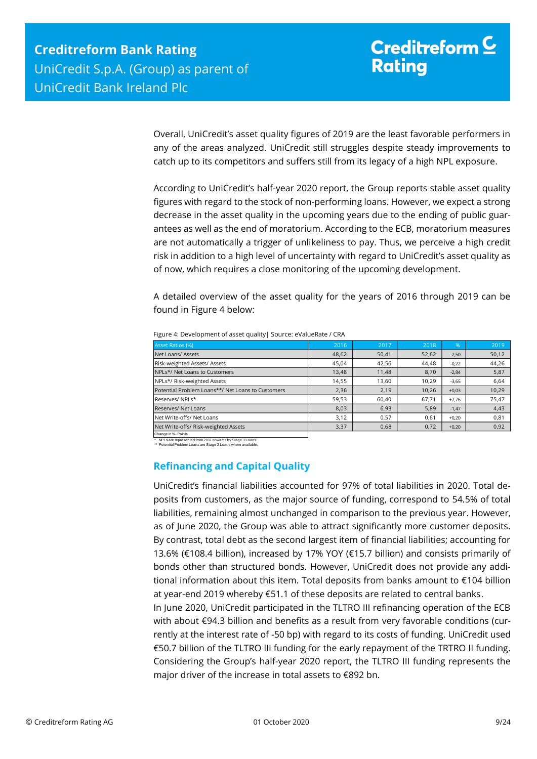Overall, UniCredit's asset quality figures of 2019 are the least favorable performers in any of the areas analyzed. UniCredit still struggles despite steady improvements to catch up to its competitors and suffers still from its legacy of a high NPL exposure.

According to UniCredit's half-year 2020 report, the Group reports stable asset quality figures with regard to the stock of non-performing loans. However, we expect a strong decrease in the asset quality in the upcoming years due to the ending of public guarantees as well as the end of moratorium. According to the ECB, moratorium measures are not automatically a trigger of unlikeliness to pay. Thus, we perceive a high credit risk in addition to a high level of uncertainty with regard to UniCredit's asset quality as of now, which requires a close monitoring of the upcoming development.

A detailed overview of the asset quality for the years of 2016 through 2019 can be found in Figure 4 below:

Figure 4: Development of asset quality| Source: eValueRate / CRA

| Asset Ratios (%) | 2016 | 2017 | 2018 | % | 2019 |
|---|---|---|---|---|---|
| Net Loans/ Assets | 48,62 | 50,41 | 52,62 | -2,50 | 50,12 |
| Risk-weighted Assets/ Assets | 45,04 | 42,56 | 44,48 | -0,22 | 44,26 |
| NPLs*/ Net Loans to Customers | 13,48 | 11,48 | 8,70 | -2,84 | 5,87 |
| NPLs*/ Risk-weighted Assets | 14,55 | 13,60 | 10,29 | -3,65 | 6,64 |
| Potential Problem Loans**/ Net Loans to Customers | 2,36 | 2,19 | 10,26 | +0,03 | 10,29 |
| Reserves/ NPLs* | 59,53 | 60,40 | 67,71 | +7,76 | 75,47 |
| Reserves/ Net Loans | 8,03 | 6,93 | 5,89 | -1,47 | 4,43 |
| Net Write-offs/ Net Loans | 3,12 | 0,57 | 0,61 | +0,20 | 0,81 |
| Net Write-offs/ Risk-weighted Assets | 3,37 | 0,68 | 0,72 | +0,20 | 0,92 |

Change in %- Points

\* NPLs are represented from 2017 onwards by Stage 3 Loans.
\*\* Potential Problem Loans are Stage 2 Loans where available.

## Refinancing and Capital Quality

UniCredit's financial liabilities accounted for 97% of total liabilities in 2020. Total deposits from customers, as the major source of funding, correspond to 54.5% of total liabilities, remaining almost unchanged in comparison to the previous year. However, as of June 2020, the Group was able to attract significantly more customer deposits. By contrast, total debt as the second largest item of financial liabilities; accounting for 13.6% (€108.4 billion), increased by 17% YOY (€15.7 billion) and consists primarily of bonds other than structured bonds. However, UniCredit does not provide any additional information about this item. Total deposits from banks amount to €104 billion at year-end 2019 whereby €51.1 of these deposits are related to central banks.

In June 2020, UniCredit participated in the TLTRO III refinancing operation of the ECB with about €94.3 billion and benefits as a result from very favorable conditions (currently at the interest rate of -50 bp) with regard to its costs of funding. UniCredit used €50.7 billion of the TLTRO III funding for the early repayment of the TRTRO II funding. Considering the Group's half-year 2020 report, the TLTRO III funding represents the major driver of the increase in total assets to €892 bn.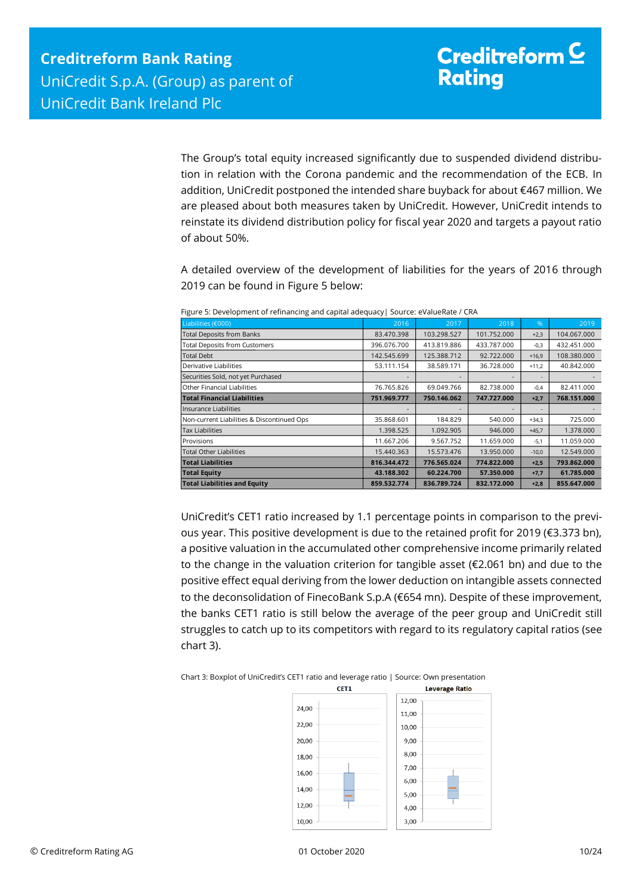The Group's total equity increased significantly due to suspended dividend distribution in relation with the Corona pandemic and the recommendation of the ECB. In addition, UniCredit postponed the intended share buyback for about €467 million. We are pleased about both measures taken by UniCredit. However, UniCredit intends to reinstate its dividend distribution policy for fiscal year 2020 and targets a payout ratio of about 50%.

A detailed overview of the development of liabilities for the years of 2016 through 2019 can be found in Figure 5 below:

Figure 5: Development of refinancing and capital adequacy| Source: eValueRate / CRA

| Liabilities (€000) | 2016 | 2017 | 2018 | % | 2019 |
|---|---|---|---|---|---|
| Total Deposits from Banks | 83.470.398 | 103.298.527 | 101.752.000 | +2,3 | 104.067.000 |
| Total Deposits from Customers | 396.076.700 | 413.819.886 | 433.787.000 | -0,3 | 432.451.000 |
| Total Debt | 142.545.699 | 125.388.712 | 92.722.000 | +16,9 | 108.380.000 |
| Derivative Liabilities | 53.111.154 | 38.589.171 | 36.728.000 | +11,2 | 40.842.000 |
| Securities Sold, not yet Purchased | - | - | - | - | - |
| Other Financial Liabilities | 76.765.826 | 69.049.766 | 82.738.000 | -0,4 | 82.411.000 |
| **Total Financial Liabilities** | **751.969.777** | **750.146.062** | **747.727.000** | **+2,7** | **768.151.000** |
| Insurance Liabilities | - | - | - | - | - |
| Non-current Liabilities & Discontinued Ops | 35.868.601 | 184.829 | 540.000 | +34,3 | 725.000 |
| Tax Liabilities | 1.398.525 | 1.092.905 | 946.000 | +45,7 | 1.378.000 |
| Provisions | 11.667.206 | 9.567.752 | 11.659.000 | -5,1 | 11.059.000 |
| Total Other Liabilities | 15.440.363 | 15.573.476 | 13.950.000 | -10,0 | 12.549.000 |
| **Total Liabilities** | **816.344.472** | **776.565.024** | **774.822.000** | **+2,5** | **793.862.000** |
| **Total Equity** | **43.188.302** | **60.224.700** | **57.350.000** | **+7,7** | **61.785.000** |
| **Total Liabilities and Equity** | **859.532.774** | **836.789.724** | **832.172.000** | **+2,8** | **855.647.000** |

UniCredit's CET1 ratio increased by 1.1 percentage points in comparison to the previous year. This positive development is due to the retained profit for 2019 (€3.373 bn), a positive valuation in the accumulated other comprehensive income primarily related to the change in the valuation criterion for tangible asset (€2.061 bn) and due to the positive effect equal deriving from the lower deduction on intangible assets connected to the deconsolidation of FinecoBank S.p.A (€654 mn). Despite of these improvement, the banks CET1 ratio is still below the average of the peer group and UniCredit still struggles to catch up to its competitors with regard to its regulatory capital ratios (see chart 3).

Chart 3: Boxplot of UniCredit's CET1 ratio and leverage ratio | Source: Own presentation

CET1
24,00
22,00
20,00
18,00
16,00
14,00
12,00
10,00

Leverage Ratio
12,00
11,00
10,00
9,00
8,00
7,00
6,00
5,00
4,00
3,00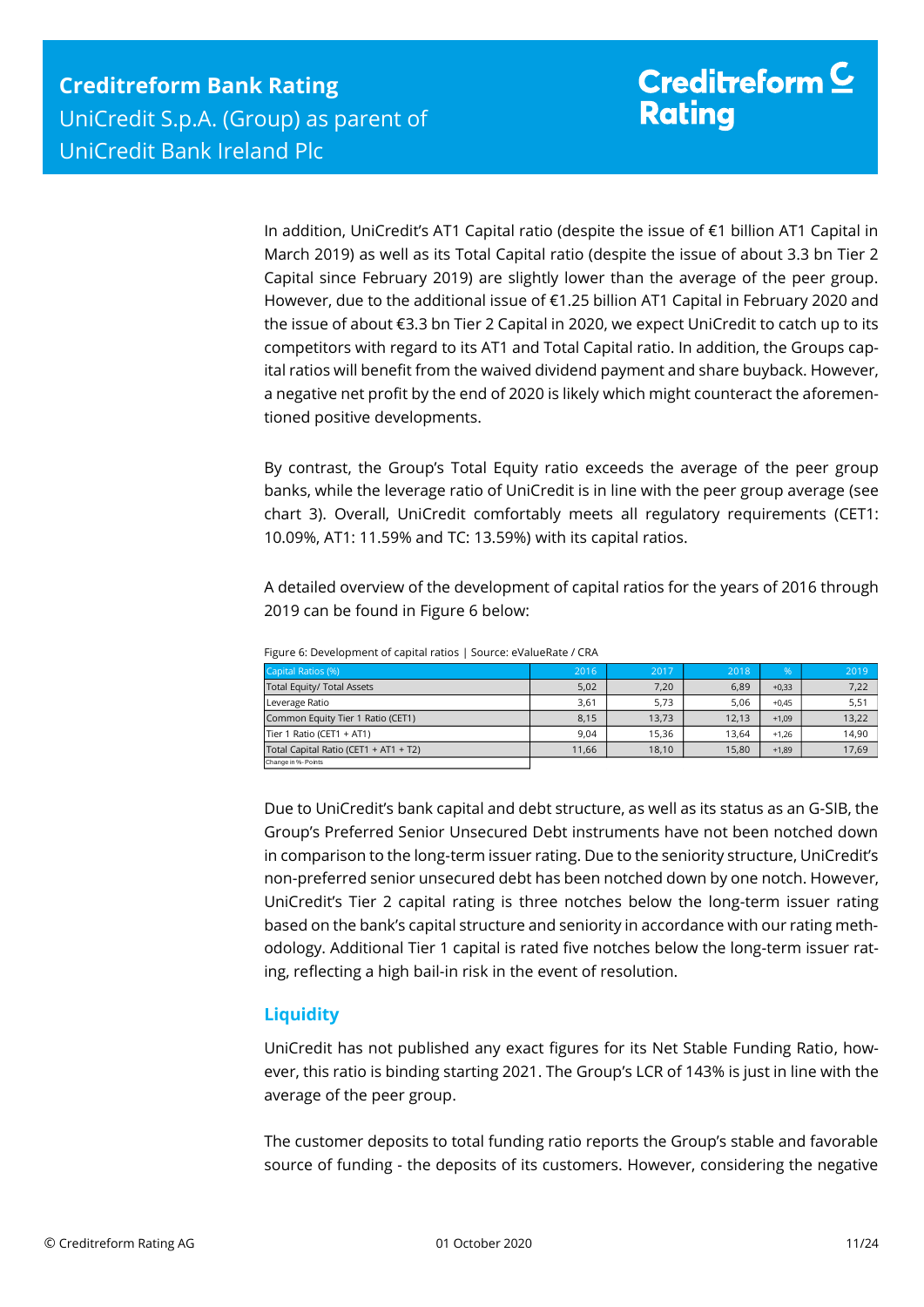In addition, UniCredit's AT1 Capital ratio (despite the issue of €1 billion AT1 Capital in March 2019) as well as its Total Capital ratio (despite the issue of about 3.3 bn Tier 2 Capital since February 2019) are slightly lower than the average of the peer group. However, due to the additional issue of €1.25 billion AT1 Capital in February 2020 and the issue of about €3.3 bn Tier 2 Capital in 2020, we expect UniCredit to catch up to its competitors with regard to its AT1 and Total Capital ratio. In addition, the Groups capital ratios will benefit from the waived dividend payment and share buyback. However, a negative net profit by the end of 2020 is likely which might counteract the aforementioned positive developments.

By contrast, the Group's Total Equity ratio exceeds the average of the peer group banks, while the leverage ratio of UniCredit is in line with the peer group average (see chart 3). Overall, UniCredit comfortably meets all regulatory requirements (CET1: 10.09%, AT1: 11.59% and TC: 13.59%) with its capital ratios.

A detailed overview of the development of capital ratios for the years of 2016 through 2019 can be found in Figure 6 below:

Figure 6: Development of capital ratios | Source: eValueRate / CRA

| Capital Ratios (%) | 2016 | 2017 | 2018 | % | 2019 |
|---|---|---|---|---|---|
| Total Equity/ Total Assets | 5,02 | 7,20 | 6,89 | +0,33 | 7,22 |
| Leverage Ratio | 3,61 | 5,73 | 5,06 | +0,45 | 5,51 |
| Common Equity Tier 1 Ratio (CET1) | 8,15 | 13,73 | 12,13 | +1,09 | 13,22 |
| Tier 1 Ratio (CET1 + AT1) | 9,04 | 15,36 | 13,64 | +1,26 | 14,90 |
| Total Capital Ratio (CET1 + AT1 + T2) | 11,66 | 18,10 | 15,80 | +1,89 | 17,69 |

Change in %- Points

Due to UniCredit's bank capital and debt structure, as well as its status as an G-SIB, the Group's Preferred Senior Unsecured Debt instruments have not been notched down in comparison to the long-term issuer rating. Due to the seniority structure, UniCredit's non-preferred senior unsecured debt has been notched down by one notch. However, UniCredit's Tier 2 capital rating is three notches below the long-term issuer rating based on the bank's capital structure and seniority in accordance with our rating methodology. Additional Tier 1 capital is rated five notches below the long-term issuer rating, reflecting a high bail-in risk in the event of resolution.

## Liquidity

UniCredit has not published any exact figures for its Net Stable Funding Ratio, however, this ratio is binding starting 2021. The Group's LCR of 143% is just in line with the average of the peer group.

The customer deposits to total funding ratio reports the Group's stable and favorable source of funding - the deposits of its customers. However, considering the negative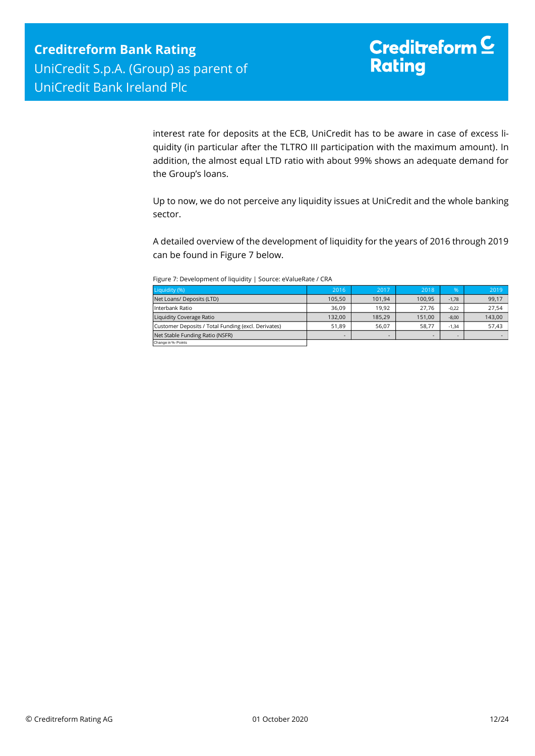interest rate for deposits at the ECB, UniCredit has to be aware in case of excess liquidity (in particular after the TLTRO III participation with the maximum amount). In addition, the almost equal LTD ratio with about 99% shows an adequate demand for the Group's loans.

Up to now, we do not perceive any liquidity issues at UniCredit and the whole banking sector.

A detailed overview of the development of liquidity for the years of 2016 through 2019 can be found in Figure 7 below.

Figure 7: Development of liquidity | Source: eValueRate / CRA

| Liquidity (%) | 2016 | 2017 | 2018 | % | 2019 |
|---|---|---|---|---|---|
| Net Loans/ Deposits (LTD) | 105,50 | 101,94 | 100,95 | -1,78 | 99,17 |
| Interbank Ratio | 36,09 | 19,92 | 27,76 | -0,22 | 27,54 |
| Liquidity Coverage Ratio | 132,00 | 185,29 | 151,00 | -8,00 | 143,00 |
| Customer Deposits / Total Funding (excl. Derivates) | 51,89 | 56,07 | 58,77 | -1,34 | 57,43 |
| Net Stable Funding Ratio (NSFR) | - | - | - | - | - |

Change in %- Points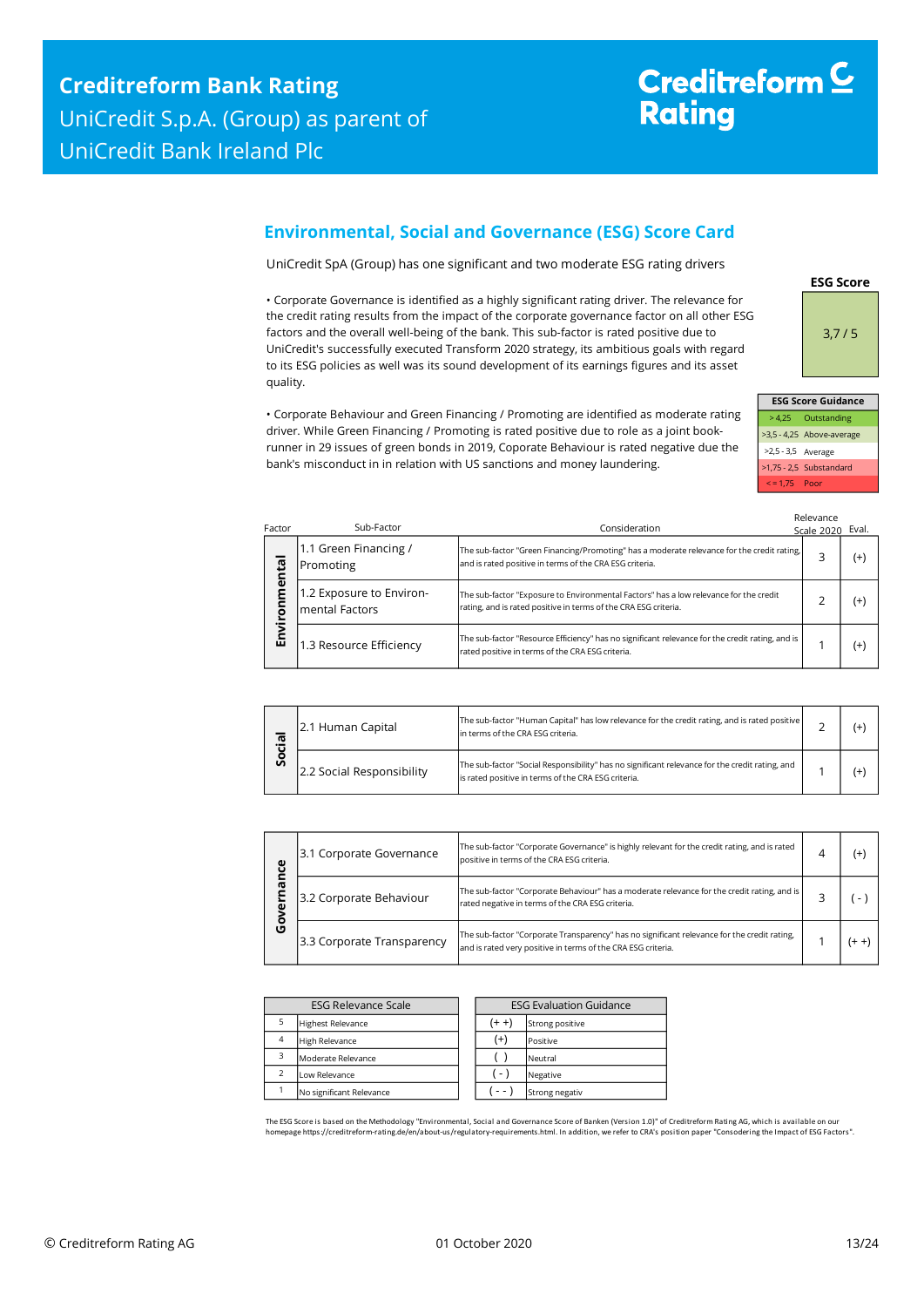## Environmental, Social and Governance (ESG) Score Card

UniCredit SpA (Group) has one significant and two moderate ESG rating drivers

• Corporate Governance is identified as a highly significant rating driver. The relevance for the credit rating results from the impact of the corporate governance factor on all other ESG factors and the overall well-being of the bank. This sub-factor is rated positive due to UniCredit's successfully executed Transform 2020 strategy, its ambitious goals with regard to its ESG policies as well was its sound development of its earnings figures and its asset quality.

• Corporate Behaviour and Green Financing / Promoting are identified as moderate rating driver. While Green Financing / Promoting is rated positive due to role as a joint book-runner in 29 issues of green bonds in 2019, Coporate Behaviour is rated negative due the bank's misconduct in in relation with US sanctions and money laundering.

**ESG Score**

3,7 / 5

| ESG Score Guidance | |
|---|---|
| > 4,25 | Outstanding |
| >3,5 - 4,25 | Above-average |
| >2,5 - 3,5 | Average |
| >1,75 - 2,5 | Substandard |
| < = 1,75 | Poor |

| Factor | Sub-Factor | Consideration | Relevance Scale 2020 | Eval. |
|---|---|---|---|---|
| Environmental | 1.1 Green Financing / Promoting | The sub-factor "Green Financing/Promoting" has a moderate relevance for the credit rating, and is rated positive in terms of the CRA ESG criteria. | 3 | (+) |
| | 1.2 Exposure to Environ-mental Factors | The sub-factor "Exposure to Environmental Factors" has a low relevance for the credit rating, and is rated positive in terms of the CRA ESG criteria. | 2 | (+) |
| | 1.3 Resource Efficiency | The sub-factor "Resource Efficiency" has no significant relevance for the credit rating, and is rated positive in terms of the CRA ESG criteria. | 1 | (+) |

| Factor | Sub-Factor | Consideration | Relevance Scale 2020 | Eval. |
|---|---|---|---|---|
| Social | 2.1 Human Capital | The sub-factor "Human Capital" has low relevance for the credit rating, and is rated positive in terms of the CRA ESG criteria. | 2 | (+) |
| | 2.2 Social Responsibility | The sub-factor "Social Responsibility" has no significant relevance for the credit rating, and is rated positive in terms of the CRA ESG criteria. | 1 | (+) |

| Factor | Sub-Factor | Consideration | Relevance Scale 2020 | Eval. |
|---|---|---|---|---|
| Governance | 3.1 Corporate Governance | The sub-factor "Corporate Governance" is highly relevant for the credit rating, and is rated positive in terms of the CRA ESG criteria. | 4 | (+) |
| | 3.2 Corporate Behaviour | The sub-factor "Corporate Behaviour" has a moderate relevance for the credit rating, and is rated negative in terms of the CRA ESG criteria. | 3 | ( - ) |
| | 3.3 Corporate Transparency | The sub-factor "Corporate Transparency" has no significant relevance for the credit rating, and is rated very positive in terms of the CRA ESG criteria. | 1 | (+ +) |

| ESG Relevance Scale | |
|---|---|
| 5 | Highest Relevance |
| 4 | High Relevance |
| 3 | Moderate Relevance |
| 2 | Low Relevance |
| 1 | No significant Relevance |

| ESG Evaluation Guidance | |
|---|---|
| (+ +) | Strong positive |
| (+) | Positive |
| ( ) | Neutral |
| ( - ) | Negative |
| ( - - ) | Strong negativ |

The ESG Score is based on the Methodology "Environmental, Social and Governance Score of Banken (Version 1.0)" of Creditreform Rating AG, which is available on our homepage https://creditreform-rating.de/en/about-us/regulatory-requirements.html. In addition, we refer to CRA's position paper "Consodering the Impact of ESG Factors".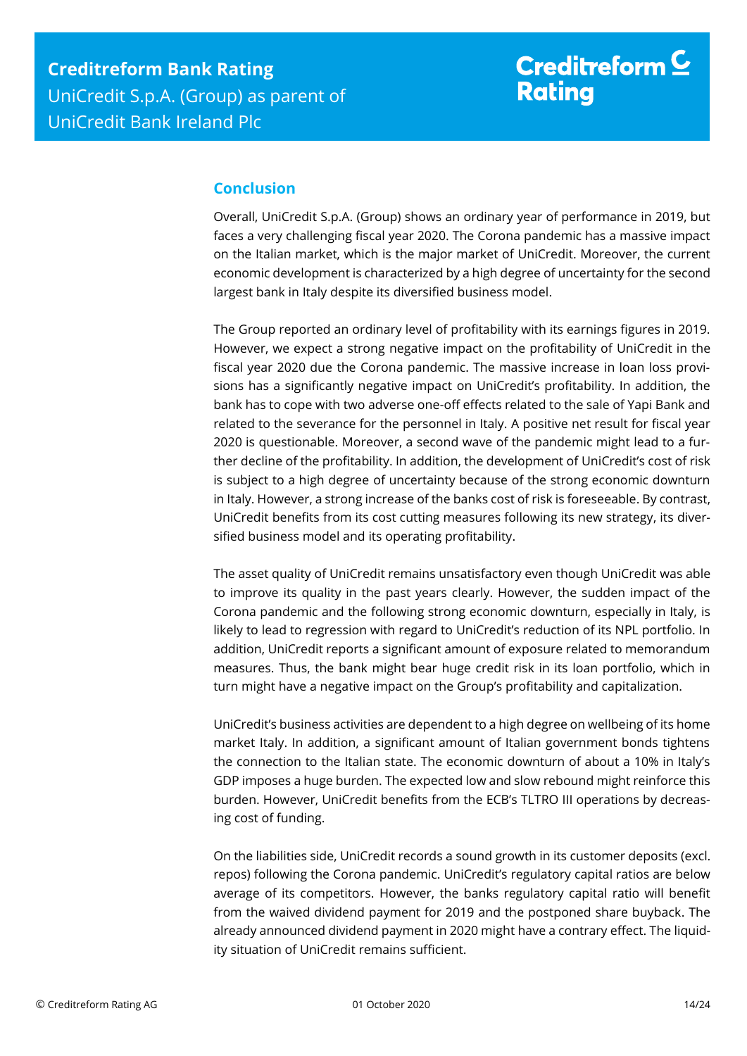## Conclusion

Overall, UniCredit S.p.A. (Group) shows an ordinary year of performance in 2019, but faces a very challenging fiscal year 2020. The Corona pandemic has a massive impact on the Italian market, which is the major market of UniCredit. Moreover, the current economic development is characterized by a high degree of uncertainty for the second largest bank in Italy despite its diversified business model.

The Group reported an ordinary level of profitability with its earnings figures in 2019. However, we expect a strong negative impact on the profitability of UniCredit in the fiscal year 2020 due the Corona pandemic. The massive increase in loan loss provisions has a significantly negative impact on UniCredit's profitability. In addition, the bank has to cope with two adverse one-off effects related to the sale of Yapi Bank and related to the severance for the personnel in Italy. A positive net result for fiscal year 2020 is questionable. Moreover, a second wave of the pandemic might lead to a further decline of the profitability. In addition, the development of UniCredit's cost of risk is subject to a high degree of uncertainty because of the strong economic downturn in Italy. However, a strong increase of the banks cost of risk is foreseeable. By contrast, UniCredit benefits from its cost cutting measures following its new strategy, its diversified business model and its operating profitability.

The asset quality of UniCredit remains unsatisfactory even though UniCredit was able to improve its quality in the past years clearly. However, the sudden impact of the Corona pandemic and the following strong economic downturn, especially in Italy, is likely to lead to regression with regard to UniCredit's reduction of its NPL portfolio. In addition, UniCredit reports a significant amount of exposure related to memorandum measures. Thus, the bank might bear huge credit risk in its loan portfolio, which in turn might have a negative impact on the Group's profitability and capitalization.

UniCredit's business activities are dependent to a high degree on wellbeing of its home market Italy. In addition, a significant amount of Italian government bonds tightens the connection to the Italian state. The economic downturn of about a 10% in Italy's GDP imposes a huge burden. The expected low and slow rebound might reinforce this burden. However, UniCredit benefits from the ECB's TLTRO III operations by decreasing cost of funding.

On the liabilities side, UniCredit records a sound growth in its customer deposits (excl. repos) following the Corona pandemic. UniCredit's regulatory capital ratios are below average of its competitors. However, the banks regulatory capital ratio will benefit from the waived dividend payment for 2019 and the postponed share buyback. The already announced dividend payment in 2020 might have a contrary effect. The liquidity situation of UniCredit remains sufficient.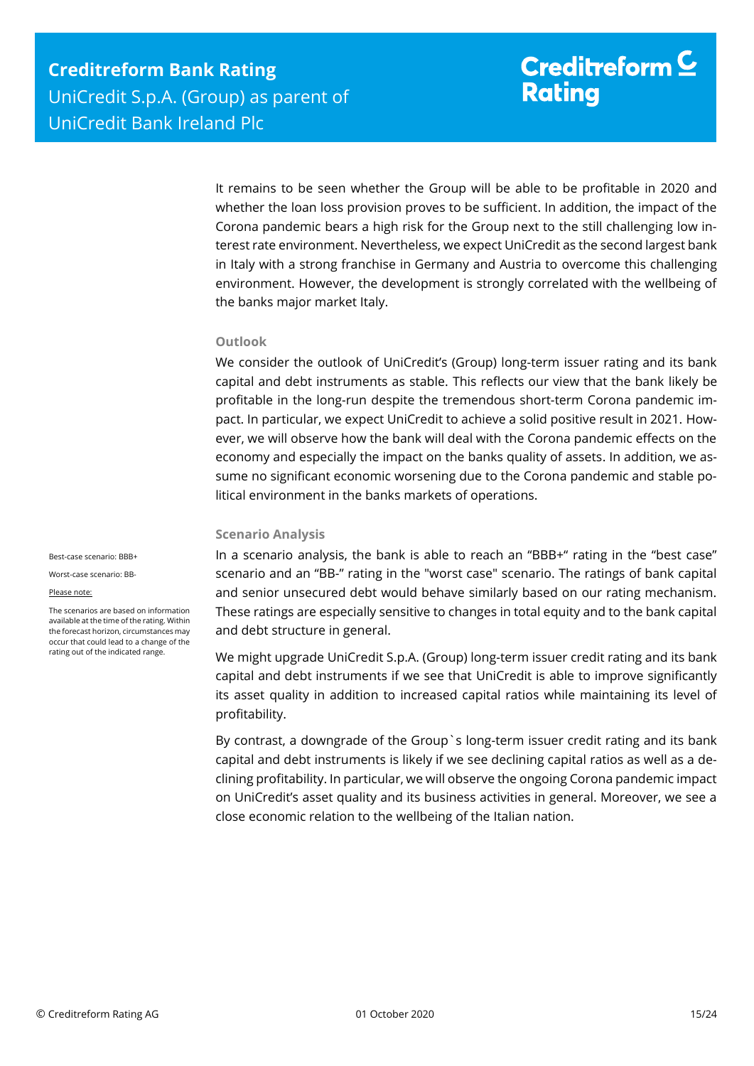It remains to be seen whether the Group will be able to be profitable in 2020 and whether the loan loss provision proves to be sufficient. In addition, the impact of the Corona pandemic bears a high risk for the Group next to the still challenging low interest rate environment. Nevertheless, we expect UniCredit as the second largest bank in Italy with a strong franchise in Germany and Austria to overcome this challenging environment. However, the development is strongly correlated with the wellbeing of the banks major market Italy.

#### Outlook

We consider the outlook of UniCredit's (Group) long-term issuer rating and its bank capital and debt instruments as stable. This reflects our view that the bank likely be profitable in the long-run despite the tremendous short-term Corona pandemic impact. In particular, we expect UniCredit to achieve a solid positive result in 2021. However, we will observe how the bank will deal with the Corona pandemic effects on the economy and especially the impact on the banks quality of assets. In addition, we assume no significant economic worsening due to the Corona pandemic and stable political environment in the banks markets of operations.

#### Scenario Analysis

Best-case scenario: BBB+

Worst-case scenario: BB-

Please note:

The scenarios are based on information available at the time of the rating. Within the forecast horizon, circumstances may occur that could lead to a change of the rating out of the indicated range.

In a scenario analysis, the bank is able to reach an "BBB+" rating in the "best case" scenario and an "BB-" rating in the "worst case" scenario. The ratings of bank capital and senior unsecured debt would behave similarly based on our rating mechanism. These ratings are especially sensitive to changes in total equity and to the bank capital and debt structure in general.

We might upgrade UniCredit S.p.A. (Group) long-term issuer credit rating and its bank capital and debt instruments if we see that UniCredit is able to improve significantly its asset quality in addition to increased capital ratios while maintaining its level of profitability.

By contrast, a downgrade of the Group`s long-term issuer credit rating and its bank capital and debt instruments is likely if we see declining capital ratios as well as a declining profitability. In particular, we will observe the ongoing Corona pandemic impact on UniCredit's asset quality and its business activities in general. Moreover, we see a close economic relation to the wellbeing of the Italian nation.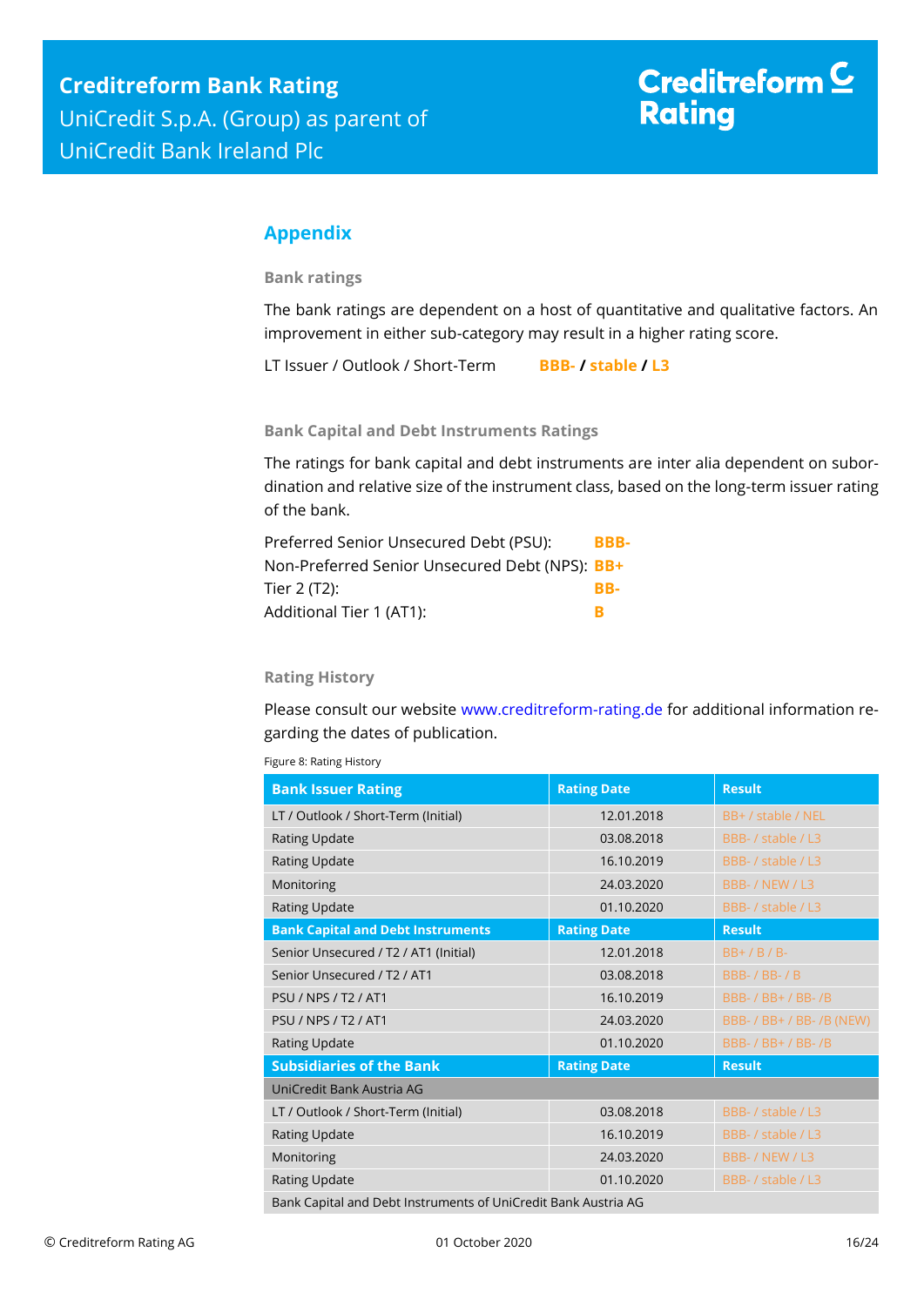## Appendix

### Bank ratings

The bank ratings are dependent on a host of quantitative and qualitative factors. An improvement in either sub-category may result in a higher rating score.

LT Issuer / Outlook / Short-Term **BBB- / stable / L3**

### Bank Capital and Debt Instruments Ratings

The ratings for bank capital and debt instruments are inter alia dependent on subordination and relative size of the instrument class, based on the long-term issuer rating of the bank.

Preferred Senior Unsecured Debt (PSU): **BBB-**
Non-Preferred Senior Unsecured Debt (NPS): **BB+**
Tier 2 (T2): **BB-**
Additional Tier 1 (AT1): **B**

### Rating History

Please consult our website www.creditreform-rating.de for additional information regarding the dates of publication.

Figure 8: Rating History

| Bank Issuer Rating | Rating Date | Result |
|---|---|---|
| LT / Outlook / Short-Term (Initial) | 12.01.2018 | BB+ / stable / NEL |
| Rating Update | 03.08.2018 | BBB- / stable / L3 |
| Rating Update | 16.10.2019 | BBB- / stable / L3 |
| Monitoring | 24.03.2020 | BBB- / NEW / L3 |
| Rating Update | 01.10.2020 | BBB- / stable / L3 |
| **Bank Capital and Debt Instruments** | **Rating Date** | **Result** |
| Senior Unsecured / T2 / AT1 (Initial) | 12.01.2018 | BB+ / B / B- |
| Senior Unsecured / T2 / AT1 | 03.08.2018 | BBB- / BB- / B |
| PSU / NPS / T2 / AT1 | 16.10.2019 | BBB- / BB+ / BB- /B |
| PSU / NPS / T2 / AT1 | 24.03.2020 | BBB- / BB+ / BB- /B (NEW) |
| Rating Update | 01.10.2020 | BBB- / BB+ / BB- /B |
| **Subsidiaries of the Bank** | **Rating Date** | **Result** |
| UniCredit Bank Austria AG | | |
| LT / Outlook / Short-Term (Initial) | 03.08.2018 | BBB- / stable / L3 |
| Rating Update | 16.10.2019 | BBB- / stable / L3 |
| Monitoring | 24.03.2020 | BBB- / NEW / L3 |
| Rating Update | 01.10.2020 | BBB- / stable / L3 |
| Bank Capital and Debt Instruments of UniCredit Bank Austria AG | | |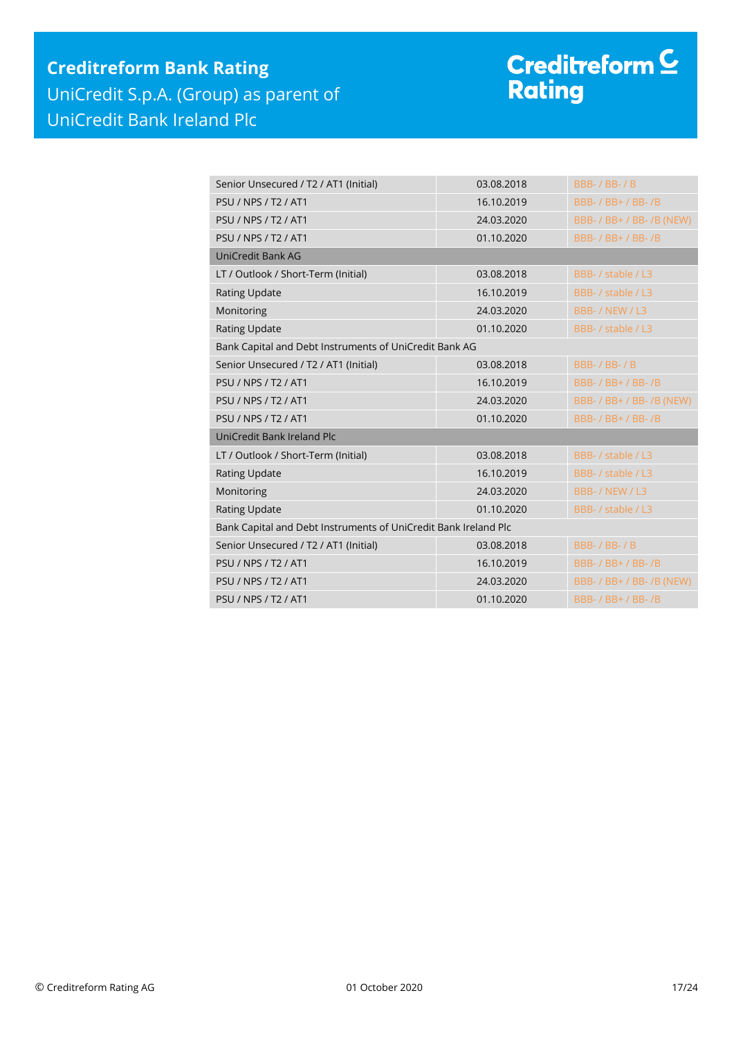| | | |
|---|---|---|
| Senior Unsecured / T2 / AT1 (Initial) | 03.08.2018 | BBB- / BB- / B |
| PSU / NPS / T2 / AT1 | 16.10.2019 | BBB- / BB+ / BB- /B |
| PSU / NPS / T2 / AT1 | 24.03.2020 | BBB- / BB+ / BB- /B (NEW) |
| PSU / NPS / T2 / AT1 | 01.10.2020 | BBB- / BB+ / BB- /B |
| UniCredit Bank AG | | |
| LT / Outlook / Short-Term (Initial) | 03.08.2018 | BBB- / stable / L3 |
| Rating Update | 16.10.2019 | BBB- / stable / L3 |
| Monitoring | 24.03.2020 | BBB- / NEW / L3 |
| Rating Update | 01.10.2020 | BBB- / stable / L3 |
| Bank Capital and Debt Instruments of UniCredit Bank AG | | |
| Senior Unsecured / T2 / AT1 (Initial) | 03.08.2018 | BBB- / BB- / B |
| PSU / NPS / T2 / AT1 | 16.10.2019 | BBB- / BB+ / BB- /B |
| PSU / NPS / T2 / AT1 | 24.03.2020 | BBB- / BB+ / BB- /B (NEW) |
| PSU / NPS / T2 / AT1 | 01.10.2020 | BBB- / BB+ / BB- /B |
| UniCredit Bank Ireland Plc | | |
| LT / Outlook / Short-Term (Initial) | 03.08.2018 | BBB- / stable / L3 |
| Rating Update | 16.10.2019 | BBB- / stable / L3 |
| Monitoring | 24.03.2020 | BBB- / NEW / L3 |
| Rating Update | 01.10.2020 | BBB- / stable / L3 |
| Bank Capital and Debt Instruments of UniCredit Bank Ireland Plc | | |
| Senior Unsecured / T2 / AT1 (Initial) | 03.08.2018 | BBB- / BB- / B |
| PSU / NPS / T2 / AT1 | 16.10.2019 | BBB- / BB+ / BB- /B |
| PSU / NPS / T2 / AT1 | 24.03.2020 | BBB- / BB+ / BB- /B (NEW) |
| PSU / NPS / T2 / AT1 | 01.10.2020 | BBB- / BB+ / BB- /B |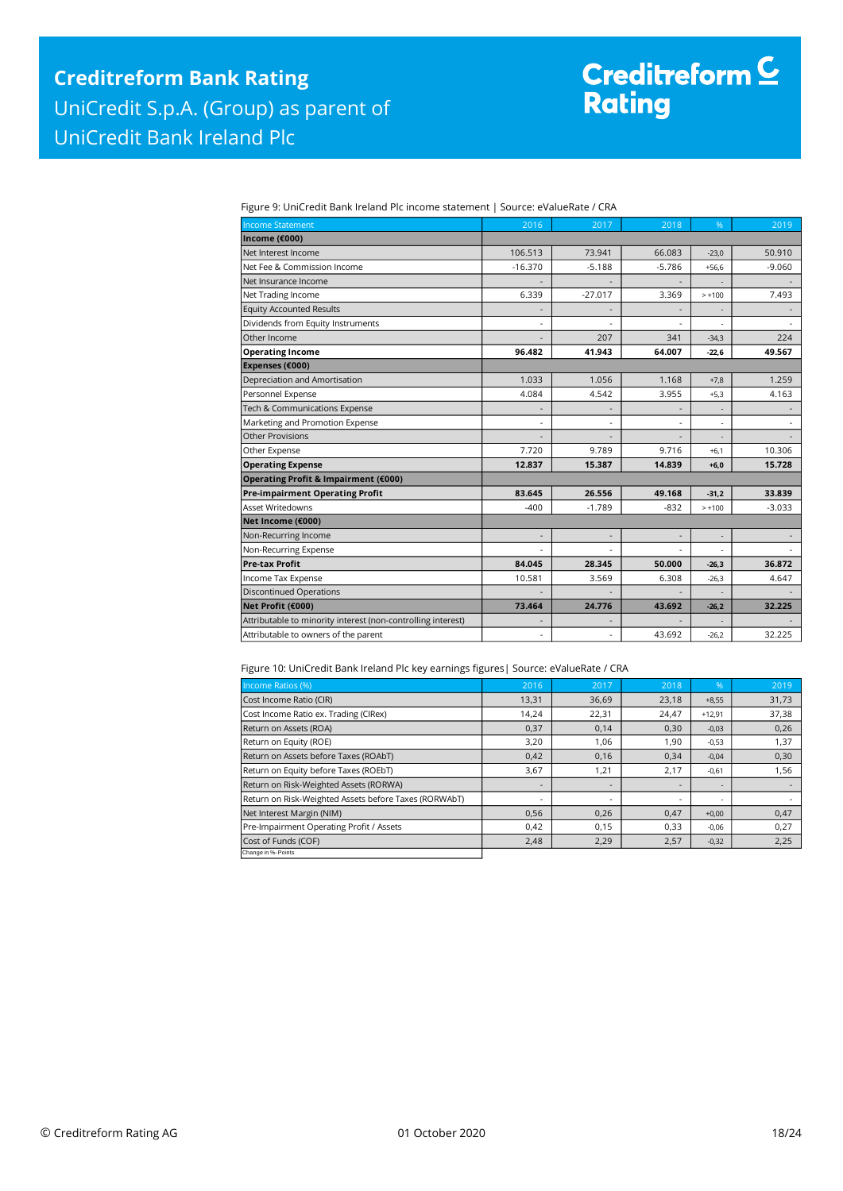Figure 9: UniCredit Bank Ireland Plc income statement | Source: eValueRate / CRA

| Income Statement | 2016 | 2017 | 2018 | % | 2019 |
|---|---|---|---|---|---|
| **Income (€000)** | | | | | |
| Net Interest Income | 106.513 | 73.941 | 66.083 | -23,0 | 50.910 |
| Net Fee & Commission Income | -16.370 | -5.188 | -5.786 | +56,6 | -9.060 |
| Net Insurance Income | - | - | - | - | - |
| Net Trading Income | 6.339 | -27.017 | 3.369 | > +100 | 7.493 |
| Equity Accounted Results | - | - | - | - | - |
| Dividends from Equity Instruments | - | - | - | - | - |
| Other Income | - | 207 | 341 | -34,3 | 224 |
| **Operating Income** | **96.482** | **41.943** | **64.007** | **-22,6** | **49.567** |
| **Expenses (€000)** | | | | | |
| Depreciation and Amortisation | 1.033 | 1.056 | 1.168 | +7,8 | 1.259 |
| Personnel Expense | 4.084 | 4.542 | 3.955 | +5,3 | 4.163 |
| Tech & Communications Expense | - | - | - | - | - |
| Marketing and Promotion Expense | - | - | - | - | - |
| Other Provisions | - | - | - | - | - |
| Other Expense | 7.720 | 9.789 | 9.716 | +6,1 | 10.306 |
| **Operating Expense** | **12.837** | **15.387** | **14.839** | **+6,0** | **15.728** |
| **Operating Profit & Impairment (€000)** | | | | | |
| **Pre-impairment Operating Profit** | **83.645** | **26.556** | **49.168** | **-31,2** | **33.839** |
| Asset Writedowns | -400 | -1.789 | -832 | > +100 | -3.033 |
| **Net Income (€000)** | | | | | |
| Non-Recurring Income | - | - | - | - | - |
| Non-Recurring Expense | - | - | - | - | - |
| **Pre-tax Profit** | **84.045** | **28.345** | **50.000** | **-26,3** | **36.872** |
| Income Tax Expense | 10.581 | 3.569 | 6.308 | -26,3 | 4.647 |
| Discontinued Operations | - | - | - | - | - |
| **Net Profit (€000)** | **73.464** | **24.776** | **43.692** | **-26,2** | **32.225** |
| Attributable to minority interest (non-controlling interest) | - | - | - | - | - |
| Attributable to owners of the parent | - | - | 43.692 | -26,2 | 32.225 |

Figure 10: UniCredit Bank Ireland Plc key earnings figures| Source: eValueRate / CRA

| Income Ratios (%) | 2016 | 2017 | 2018 | % | 2019 |
|---|---|---|---|---|---|
| Cost Income Ratio (CIR) | 13,31 | 36,69 | 23,18 | +8,55 | 31,73 |
| Cost Income Ratio ex. Trading (CIRex) | 14,24 | 22,31 | 24,47 | +12,91 | 37,38 |
| Return on Assets (ROA) | 0,37 | 0,14 | 0,30 | -0,03 | 0,26 |
| Return on Equity (ROE) | 3,20 | 1,06 | 1,90 | -0,53 | 1,37 |
| Return on Assets before Taxes (ROAbT) | 0,42 | 0,16 | 0,34 | -0,04 | 0,30 |
| Return on Equity before Taxes (ROEbT) | 3,67 | 1,21 | 2,17 | -0,61 | 1,56 |
| Return on Risk-Weighted Assets (RORWA) | - | - | - | - | - |
| Return on Risk-Weighted Assets before Taxes (RORWAbT) | - | - | - | - | - |
| Net Interest Margin (NIM) | 0,56 | 0,26 | 0,47 | +0,00 | 0,47 |
| Pre-Impairment Operating Profit / Assets | 0,42 | 0,15 | 0,33 | -0,06 | 0,27 |
| Cost of Funds (COF) | 2,48 | 2,29 | 2,57 | -0,32 | 2,25 |

Change in %-Points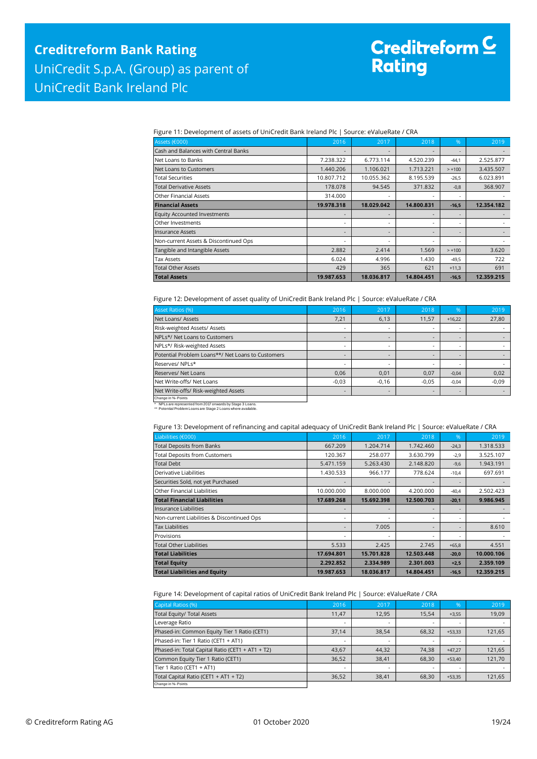Figure 11: Development of assets of UniCredit Bank Ireland Plc | Source: eValueRate / CRA

| Assets (€000) | 2016 | 2017 | 2018 | % | 2019 |
|---|---|---|---|---|---|
| Cash and Balances with Central Banks | - | - | - | - | - |
| Net Loans to Banks | 7.238.322 | 6.773.114 | 4.520.239 | -44,1 | 2.525.877 |
| Net Loans to Customers | 1.440.206 | 1.106.021 | 1.713.221 | > +100 | 3.435.507 |
| Total Securities | 10.807.712 | 10.055.362 | 8.195.539 | -26,5 | 6.023.891 |
| Total Derivative Assets | 178.078 | 94.545 | 371.832 | -0,8 | 368.907 |
| Other Financial Assets | 314.000 | - | - | - | - |
| **Financial Assets** | **19.978.318** | **18.029.042** | **14.800.831** | **-16,5** | **12.354.182** |
| Equity Accounted Investments | - | - | - | - | - |
| Other Investments | - | - | - | - | - |
| Insurance Assets | - | - | - | - | - |
| Non-current Assets & Discontinued Ops | - | - | - | - | - |
| Tangible and Intangible Assets | 2.882 | 2.414 | 1.569 | > +100 | 3.620 |
| Tax Assets | 6.024 | 4.996 | 1.430 | -49,5 | 722 |
| Total Other Assets | 429 | 365 | 621 | +11,3 | 691 |
| **Total Assets** | **19.987.653** | **18.036.817** | **14.804.451** | **-16,5** | **12.359.215** |

Figure 12: Development of asset quality of UniCredit Bank Ireland Plc | Source: eValueRate / CRA

| Asset Ratios (%) | 2016 | 2017 | 2018 | % | 2019 |
|---|---|---|---|---|---|
| Net Loans/ Assets | 7,21 | 6,13 | 11,57 | +16,22 | 27,80 |
| Risk-weighted Assets/ Assets | - | - | - | - | - |
| NPLs*/ Net Loans to Customers | - | - | - | - | - |
| NPLs*/ Risk-weighted Assets | - | - | - | - | - |
| Potential Problem Loans**/ Net Loans to Customers | - | - | - | - | - |
| Reserves/ NPLs* | - | - | - | - | - |
| Reserves/ Net Loans | 0,06 | 0,01 | 0,07 | -0,04 | 0,02 |
| Net Write-offs/ Net Loans | -0,03 | -0,16 | -0,05 | -0,04 | -0,09 |
| Net Write-offs/ Risk-weighted Assets | - | - | - | - | - |

Change in %-Points

\* NPLs are represented from 2017 onwards by Stage 3 Loans.
\*\* Potential Problem Loans are Stage 2 Loans where available.

Figure 13: Development of refinancing and capital adequacy of UniCredit Bank Ireland Plc | Source: eValueRate / CRA

| Liabilities (€000) | 2016 | 2017 | 2018 | % | 2019 |
|---|---|---|---|---|---|
| Total Deposits from Banks | 667.209 | 1.204.714 | 1.742.460 | -24,3 | 1.318.533 |
| Total Deposits from Customers | 120.367 | 258.077 | 3.630.799 | -2,9 | 3.525.107 |
| Total Debt | 5.471.159 | 5.263.430 | 2.148.820 | -9,6 | 1.943.191 |
| Derivative Liabilities | 1.430.533 | 966.177 | 778.624 | -10,4 | 697.691 |
| Securities Sold, not yet Purchased | - | - | - | - | - |
| Other Financial Liabilities | 10.000.000 | 8.000.000 | 4.200.000 | -40,4 | 2.502.423 |
| **Total Financial Liabilities** | **17.689.268** | **15.692.398** | **12.500.703** | **-20,1** | **9.986.945** |
| Insurance Liabilities | - | - | - | - | - |
| Non-current Liabilities & Discontinued Ops | - | - | - | - | - |
| Tax Liabilities | - | 7.005 | - | - | 8.610 |
| Provisions | - | - | - | - | - |
| Total Other Liabilities | 5.533 | 2.425 | 2.745 | +65,8 | 4.551 |
| **Total Liabilities** | **17.694.801** | **15.701.828** | **12.503.448** | **-20,0** | **10.000.106** |
| **Total Equity** | **2.292.852** | **2.334.989** | **2.301.003** | **+2,5** | **2.359.109** |
| **Total Liabilities and Equity** | **19.987.653** | **18.036.817** | **14.804.451** | **-16,5** | **12.359.215** |

Figure 14: Development of capital ratios of UniCredit Bank Ireland Plc | Source: eValueRate / CRA

| Capital Ratios (%) | 2016 | 2017 | 2018 | % | 2019 |
|---|---|---|---|---|---|
| Total Equity/ Total Assets | 11,47 | 12,95 | 15,54 | +3,55 | 19,09 |
| Leverage Ratio | - | - | - | - | - |
| Phased-in: Common Equity Tier 1 Ratio (CET1) | 37,14 | 38,54 | 68,32 | +53,33 | 121,65 |
| Phased-in: Tier 1 Ratio (CET1 + AT1) | - | - | - | - | - |
| Phased-in: Total Capital Ratio (CET1 + AT1 + T2) | 43,67 | 44,32 | 74,38 | +47,27 | 121,65 |
| Common Equity Tier 1 Ratio (CET1) | 36,52 | 38,41 | 68,30 | +53,40 | 121,70 |
| Tier 1 Ratio (CET1 + AT1) | - | - | - | - | - |
| Total Capital Ratio (CET1 + AT1 + T2) | 36,52 | 38,41 | 68,30 | +53,35 | 121,65 |

Change in %-Points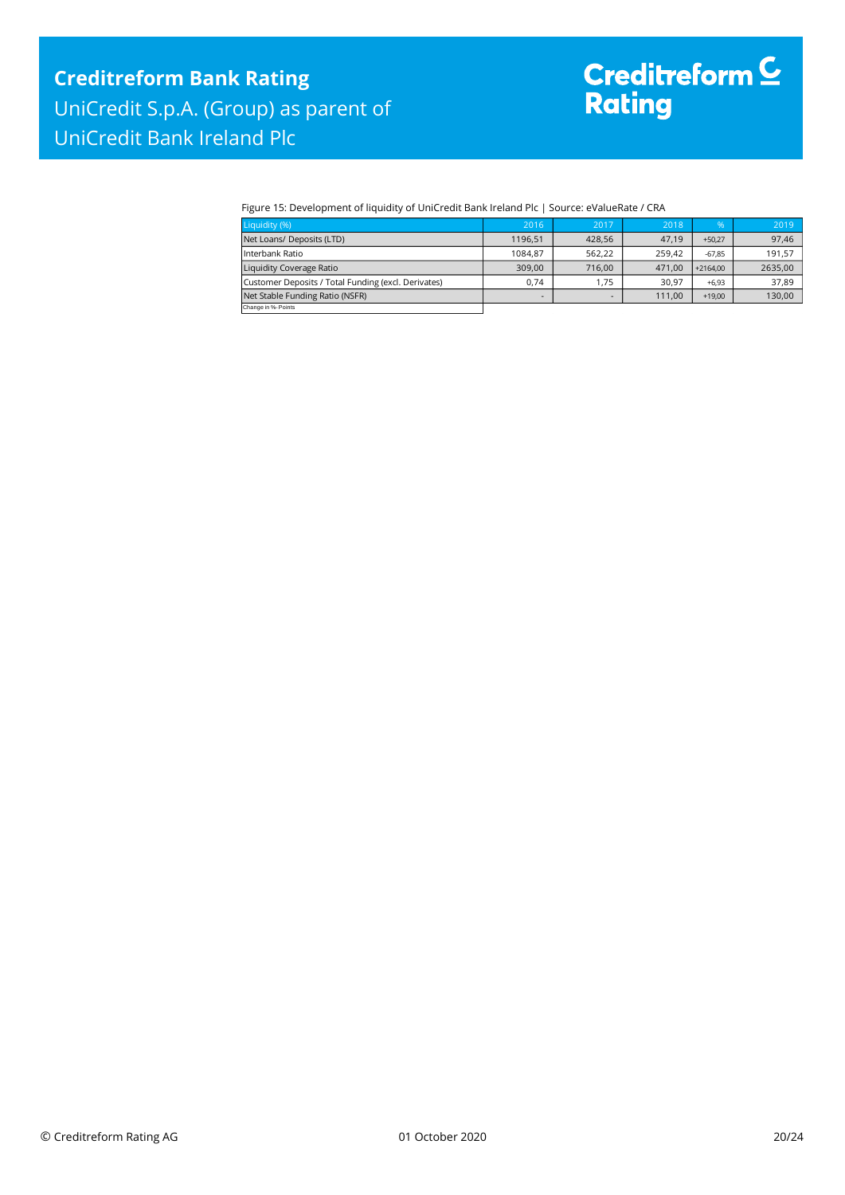Figure 15: Development of liquidity of UniCredit Bank Ireland Plc | Source: eValueRate / CRA

| Liquidity (%) | 2016 | 2017 | 2018 | % | 2019 |
|---|---|---|---|---|---|
| Net Loans/ Deposits (LTD) | 1196,51 | 428,56 | 47,19 | +50,27 | 97,46 |
| Interbank Ratio | 1084,87 | 562,22 | 259,42 | -67,85 | 191,57 |
| Liquidity Coverage Ratio | 309,00 | 716,00 | 471,00 | +2164,00 | 2635,00 |
| Customer Deposits / Total Funding (excl. Derivates) | 0,74 | 1,75 | 30,97 | +6,93 | 37,89 |
| Net Stable Funding Ratio (NSFR) | - | - | 111,00 | +19,00 | 130,00 |

Change in %-Points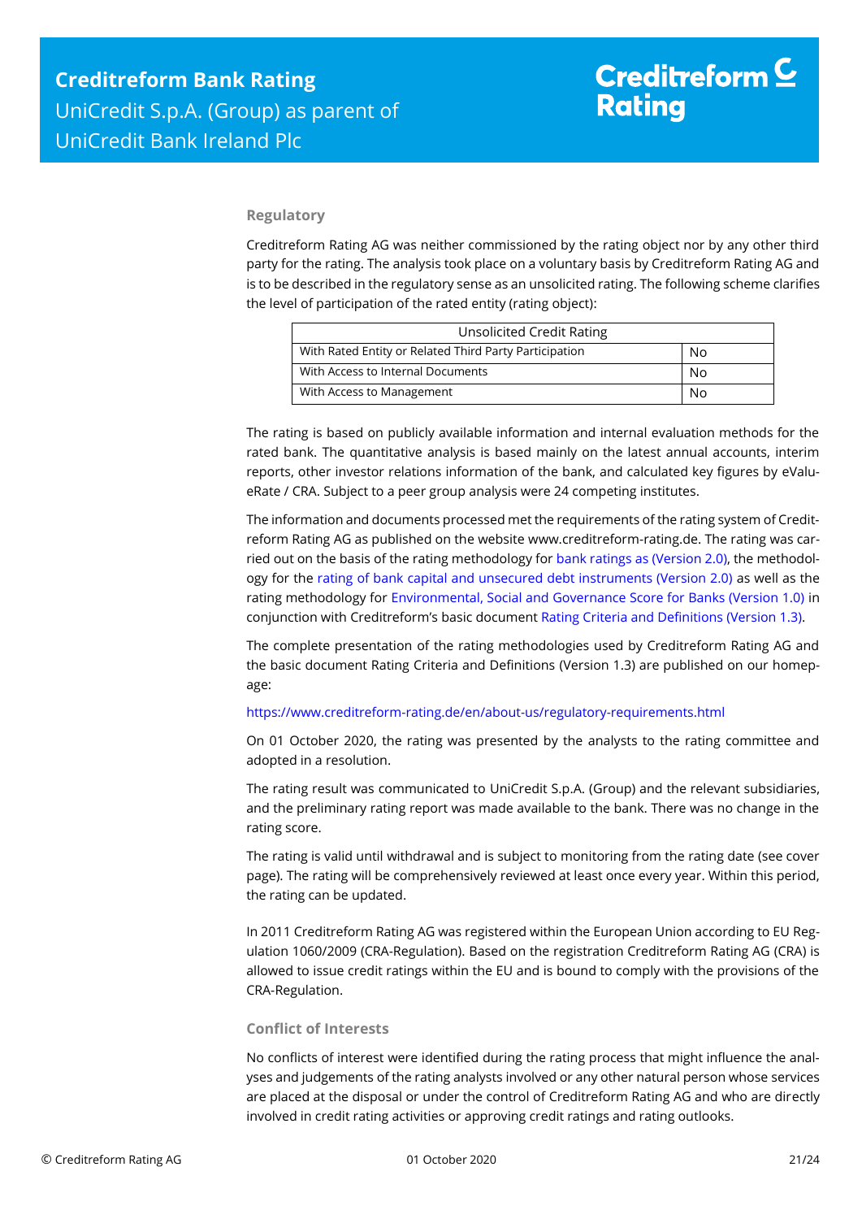## Regulatory

Creditreform Rating AG was neither commissioned by the rating object nor by any other third party for the rating. The analysis took place on a voluntary basis by Creditreform Rating AG and is to be described in the regulatory sense as an unsolicited rating. The following scheme clarifies the level of participation of the rated entity (rating object):

| Unsolicited Credit Rating | |
|---|---|
| With Rated Entity or Related Third Party Participation | No |
| With Access to Internal Documents | No |
| With Access to Management | No |

The rating is based on publicly available information and internal evaluation methods for the rated bank. The quantitative analysis is based mainly on the latest annual accounts, interim reports, other investor relations information of the bank, and calculated key figures by eValueRate / CRA. Subject to a peer group analysis were 24 competing institutes.

The information and documents processed met the requirements of the rating system of Creditreform Rating AG as published on the website www.creditreform-rating.de. The rating was carried out on the basis of the rating methodology for bank ratings as (Version 2.0), the methodology for the rating of bank capital and unsecured debt instruments (Version 2.0) as well as the rating methodology for Environmental, Social and Governance Score for Banks (Version 1.0) in conjunction with Creditreform's basic document Rating Criteria and Definitions (Version 1.3).

The complete presentation of the rating methodologies used by Creditreform Rating AG and the basic document Rating Criteria and Definitions (Version 1.3) are published on our homepage:

https://www.creditreform-rating.de/en/about-us/regulatory-requirements.html

On 01 October 2020, the rating was presented by the analysts to the rating committee and adopted in a resolution.

The rating result was communicated to UniCredit S.p.A. (Group) and the relevant subsidiaries, and the preliminary rating report was made available to the bank. There was no change in the rating score.

The rating is valid until withdrawal and is subject to monitoring from the rating date (see cover page). The rating will be comprehensively reviewed at least once every year. Within this period, the rating can be updated.

In 2011 Creditreform Rating AG was registered within the European Union according to EU Regulation 1060/2009 (CRA-Regulation). Based on the registration Creditreform Rating AG (CRA) is allowed to issue credit ratings within the EU and is bound to comply with the provisions of the CRA-Regulation.

## Conflict of Interests

No conflicts of interest were identified during the rating process that might influence the analyses and judgements of the rating analysts involved or any other natural person whose services are placed at the disposal or under the control of Creditreform Rating AG and who are directly involved in credit rating activities or approving credit ratings and rating outlooks.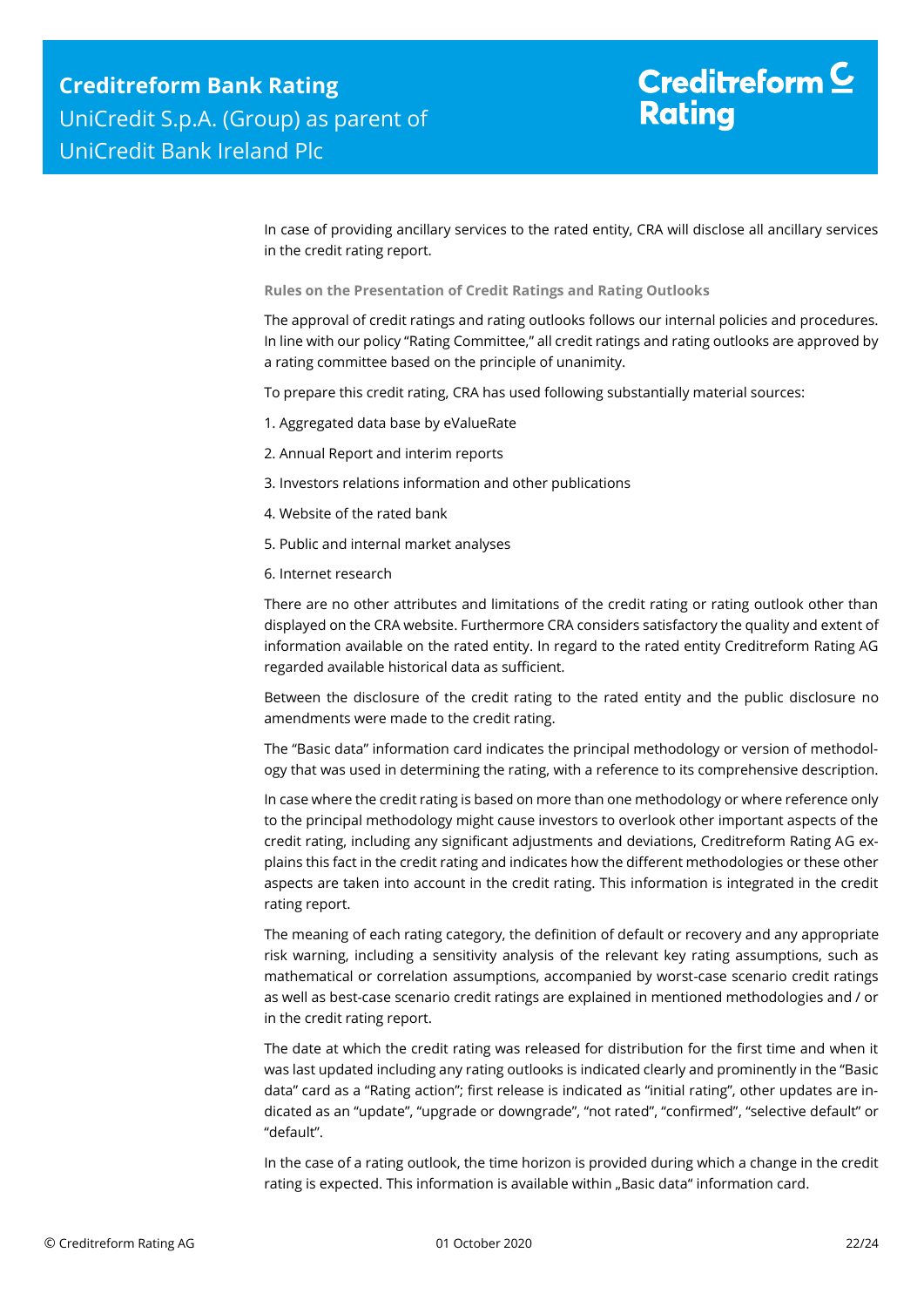In case of providing ancillary services to the rated entity, CRA will disclose all ancillary services in the credit rating report.

### Rules on the Presentation of Credit Ratings and Rating Outlooks

The approval of credit ratings and rating outlooks follows our internal policies and procedures. In line with our policy "Rating Committee," all credit ratings and rating outlooks are approved by a rating committee based on the principle of unanimity.

To prepare this credit rating, CRA has used following substantially material sources:

1. Aggregated data base by eValueRate
2. Annual Report and interim reports
3. Investors relations information and other publications
4. Website of the rated bank
5. Public and internal market analyses
6. Internet research

There are no other attributes and limitations of the credit rating or rating outlook other than displayed on the CRA website. Furthermore CRA considers satisfactory the quality and extent of information available on the rated entity. In regard to the rated entity Creditreform Rating AG regarded available historical data as sufficient.

Between the disclosure of the credit rating to the rated entity and the public disclosure no amendments were made to the credit rating.

The "Basic data" information card indicates the principal methodology or version of methodology that was used in determining the rating, with a reference to its comprehensive description.

In case where the credit rating is based on more than one methodology or where reference only to the principal methodology might cause investors to overlook other important aspects of the credit rating, including any significant adjustments and deviations, Creditreform Rating AG explains this fact in the credit rating and indicates how the different methodologies or these other aspects are taken into account in the credit rating. This information is integrated in the credit rating report.

The meaning of each rating category, the definition of default or recovery and any appropriate risk warning, including a sensitivity analysis of the relevant key rating assumptions, such as mathematical or correlation assumptions, accompanied by worst-case scenario credit ratings as well as best-case scenario credit ratings are explained in mentioned methodologies and / or in the credit rating report.

The date at which the credit rating was released for distribution for the first time and when it was last updated including any rating outlooks is indicated clearly and prominently in the "Basic data" card as a "Rating action"; first release is indicated as "initial rating", other updates are indicated as an "update", "upgrade or downgrade", "not rated", "confirmed", "selective default" or "default".

In the case of a rating outlook, the time horizon is provided during which a change in the credit rating is expected. This information is available within „Basic data" information card.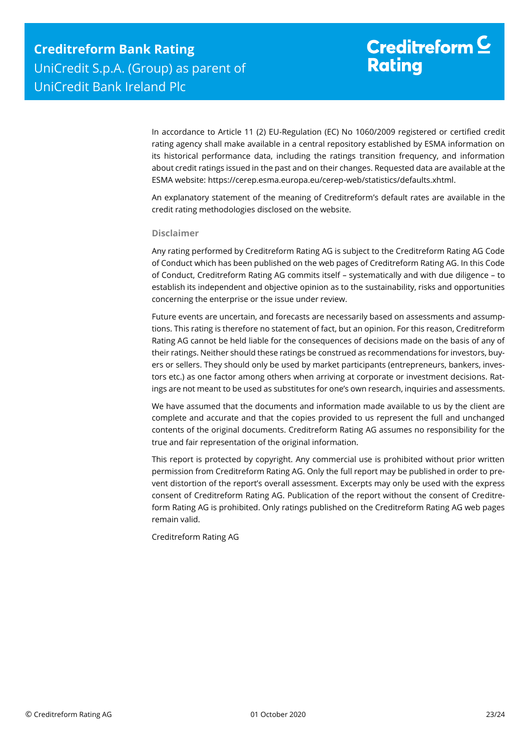In accordance to Article 11 (2) EU-Regulation (EC) No 1060/2009 registered or certified credit rating agency shall make available in a central repository established by ESMA information on its historical performance data, including the ratings transition frequency, and information about credit ratings issued in the past and on their changes. Requested data are available at the ESMA website: https://cerep.esma.europa.eu/cerep-web/statistics/defaults.xhtml.

An explanatory statement of the meaning of Creditreform's default rates are available in the credit rating methodologies disclosed on the website.

### Disclaimer

Any rating performed by Creditreform Rating AG is subject to the Creditreform Rating AG Code of Conduct which has been published on the web pages of Creditreform Rating AG. In this Code of Conduct, Creditreform Rating AG commits itself – systematically and with due diligence – to establish its independent and objective opinion as to the sustainability, risks and opportunities concerning the enterprise or the issue under review.

Future events are uncertain, and forecasts are necessarily based on assessments and assumptions. This rating is therefore no statement of fact, but an opinion. For this reason, Creditreform Rating AG cannot be held liable for the consequences of decisions made on the basis of any of their ratings. Neither should these ratings be construed as recommendations for investors, buyers or sellers. They should only be used by market participants (entrepreneurs, bankers, investors etc.) as one factor among others when arriving at corporate or investment decisions. Ratings are not meant to be used as substitutes for one's own research, inquiries and assessments.

We have assumed that the documents and information made available to us by the client are complete and accurate and that the copies provided to us represent the full and unchanged contents of the original documents. Creditreform Rating AG assumes no responsibility for the true and fair representation of the original information.

This report is protected by copyright. Any commercial use is prohibited without prior written permission from Creditreform Rating AG. Only the full report may be published in order to prevent distortion of the report's overall assessment. Excerpts may only be used with the express consent of Creditreform Rating AG. Publication of the report without the consent of Creditreform Rating AG is prohibited. Only ratings published on the Creditreform Rating AG web pages remain valid.

Creditreform Rating AG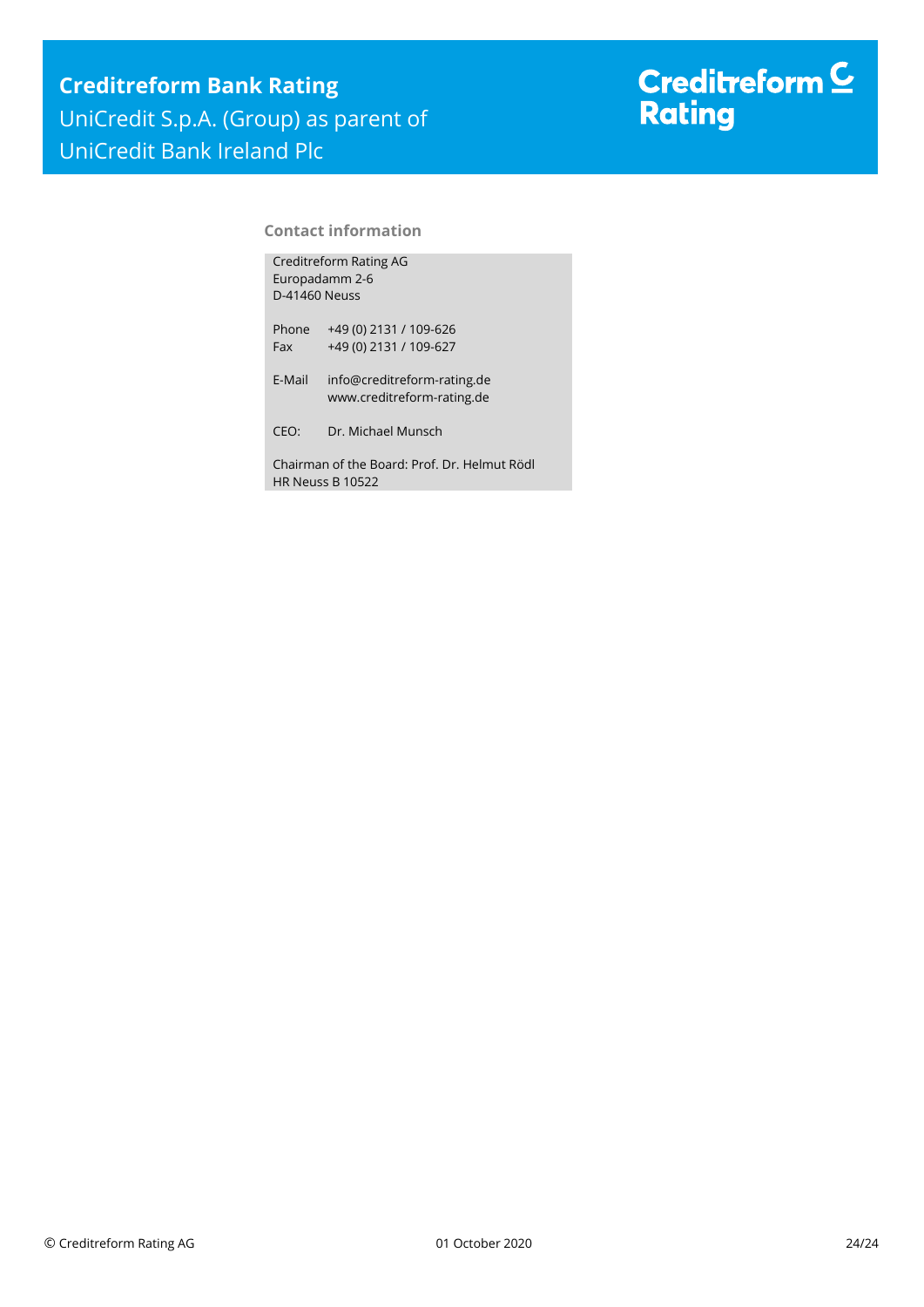#### Contact information

Creditreform Rating AG
Europadamm 2-6
D-41460 Neuss

Phone +49 (0) 2131 / 109-626
Fax +49 (0) 2131 / 109-627

E-Mail info@creditreform-rating.de
www.creditreform-rating.de

CEO: Dr. Michael Munsch

Chairman of the Board: Prof. Dr. Helmut Rödl
HR Neuss B 10522